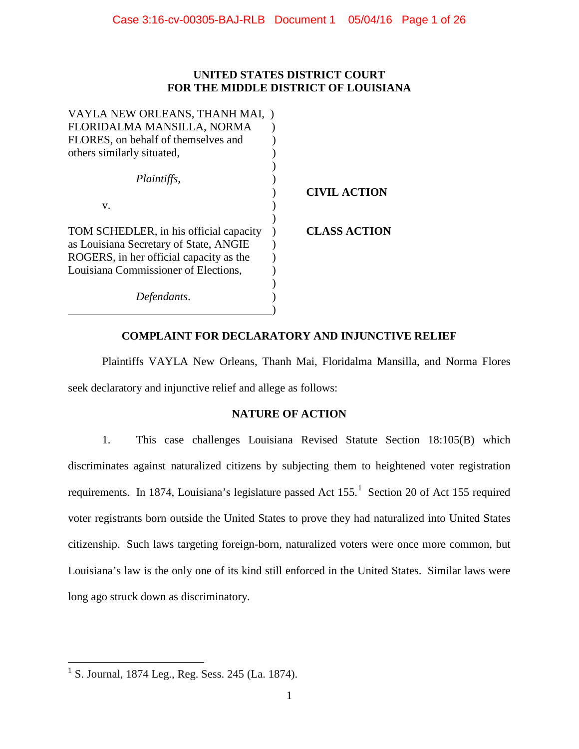**UNITED STATES DISTRICT COURT**
**FOR THE MIDDLE DISTRICT OF LOUISIANA**

VAYLA NEW ORLEANS, THANH MAI, FLORIDALMA MANSILLA, NORMA FLORES, on behalf of themselves and others similarly situated,

*Plaintiffs*,

v.

TOM SCHEDLER, in his official capacity as Louisiana Secretary of State, ANGIE ROGERS, in her official capacity as the Louisiana Commissioner of Elections,

*Defendants*.

**CIVIL ACTION**

**CLASS ACTION**

**COMPLAINT FOR DECLARATORY AND INJUNCTIVE RELIEF**

Plaintiffs VAYLA New Orleans, Thanh Mai, Floridalma Mansilla, and Norma Flores seek declaratory and injunctive relief and allege as follows:

**NATURE OF ACTION**

1. This case challenges Louisiana Revised Statute Section 18:105(B) which discriminates against naturalized citizens by subjecting them to heightened voter registration requirements. In 1874, Louisiana's legislature passed Act 155.[1] Section 20 of Act 155 required voter registrants born outside the United States to prove they had naturalized into United States citizenship. Such laws targeting foreign-born, naturalized voters were once more common, but Louisiana's law is the only one of its kind still enforced in the United States. Similar laws were long ago struck down as discriminatory.

---

[1] S. Journal, 1874 Leg., Reg. Sess. 245 (La. 1874).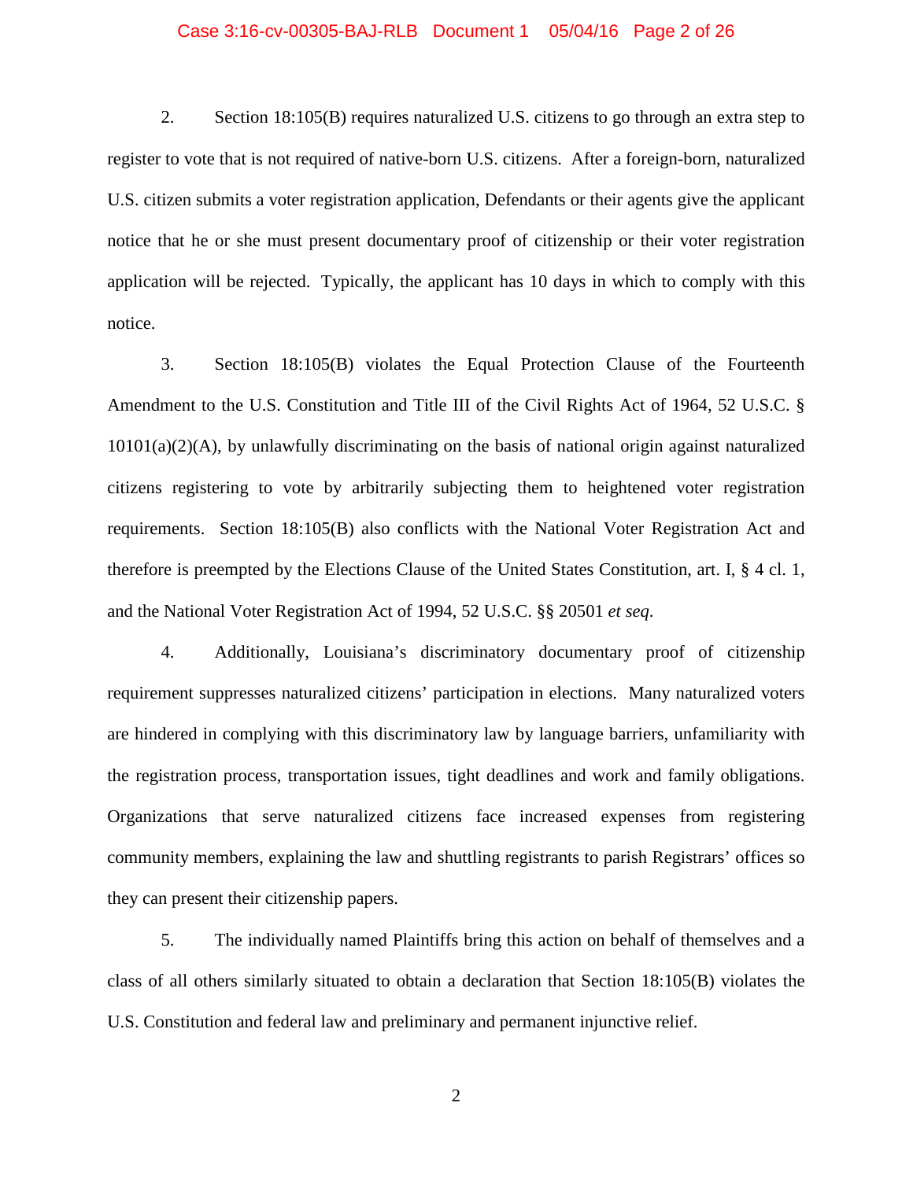2. Section 18:105(B) requires naturalized U.S. citizens to go through an extra step to register to vote that is not required of native-born U.S. citizens. After a foreign-born, naturalized U.S. citizen submits a voter registration application, Defendants or their agents give the applicant notice that he or she must present documentary proof of citizenship or their voter registration application will be rejected. Typically, the applicant has 10 days in which to comply with this notice.

3. Section 18:105(B) violates the Equal Protection Clause of the Fourteenth Amendment to the U.S. Constitution and Title III of the Civil Rights Act of 1964, 52 U.S.C. § 10101(a)(2)(A), by unlawfully discriminating on the basis of national origin against naturalized citizens registering to vote by arbitrarily subjecting them to heightened voter registration requirements. Section 18:105(B) also conflicts with the National Voter Registration Act and therefore is preempted by the Elections Clause of the United States Constitution, art. I, § 4 cl. 1, and the National Voter Registration Act of 1994, 52 U.S.C. §§ 20501 *et seq.*

4. Additionally, Louisiana's discriminatory documentary proof of citizenship requirement suppresses naturalized citizens' participation in elections. Many naturalized voters are hindered in complying with this discriminatory law by language barriers, unfamiliarity with the registration process, transportation issues, tight deadlines and work and family obligations. Organizations that serve naturalized citizens face increased expenses from registering community members, explaining the law and shuttling registrants to parish Registrars' offices so they can present their citizenship papers.

5. The individually named Plaintiffs bring this action on behalf of themselves and a class of all others similarly situated to obtain a declaration that Section 18:105(B) violates the U.S. Constitution and federal law and preliminary and permanent injunctive relief.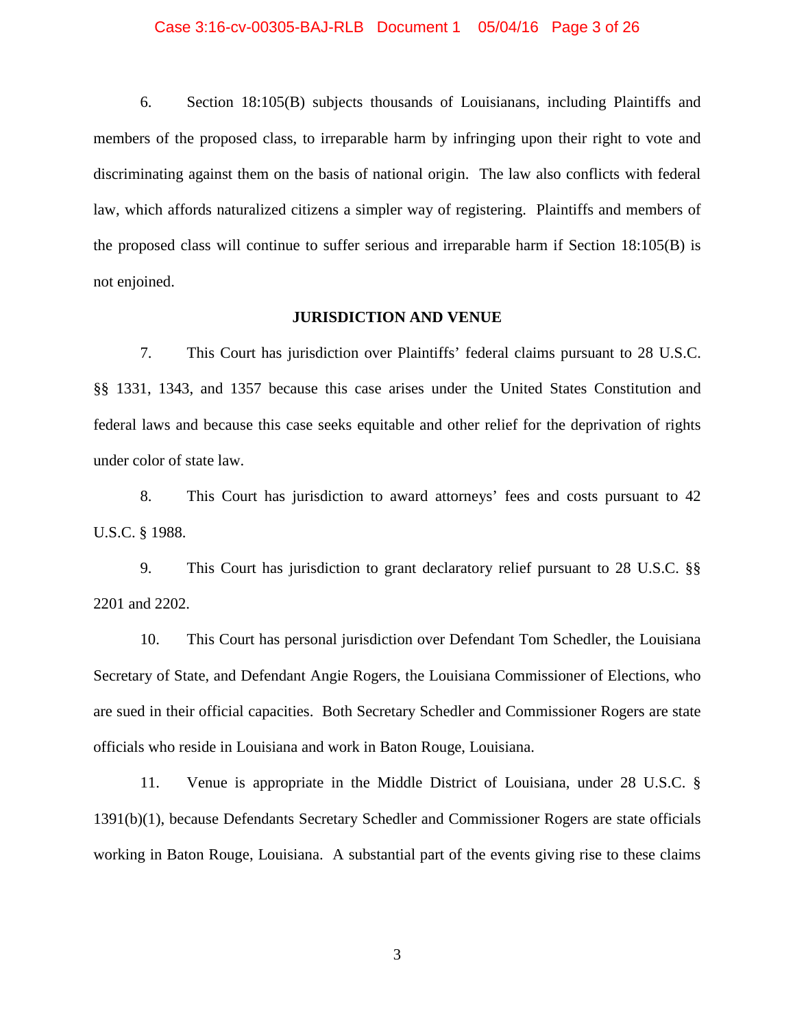6. Section 18:105(B) subjects thousands of Louisianans, including Plaintiffs and members of the proposed class, to irreparable harm by infringing upon their right to vote and discriminating against them on the basis of national origin. The law also conflicts with federal law, which affords naturalized citizens a simpler way of registering. Plaintiffs and members of the proposed class will continue to suffer serious and irreparable harm if Section 18:105(B) is not enjoined.

**JURISDICTION AND VENUE**

7. This Court has jurisdiction over Plaintiffs' federal claims pursuant to 28 U.S.C. §§ 1331, 1343, and 1357 because this case arises under the United States Constitution and federal laws and because this case seeks equitable and other relief for the deprivation of rights under color of state law.

8. This Court has jurisdiction to award attorneys' fees and costs pursuant to 42 U.S.C. § 1988.

9. This Court has jurisdiction to grant declaratory relief pursuant to 28 U.S.C. §§ 2201 and 2202.

10. This Court has personal jurisdiction over Defendant Tom Schedler, the Louisiana Secretary of State, and Defendant Angie Rogers, the Louisiana Commissioner of Elections, who are sued in their official capacities. Both Secretary Schedler and Commissioner Rogers are state officials who reside in Louisiana and work in Baton Rouge, Louisiana.

11. Venue is appropriate in the Middle District of Louisiana, under 28 U.S.C. § 1391(b)(1), because Defendants Secretary Schedler and Commissioner Rogers are state officials working in Baton Rouge, Louisiana. A substantial part of the events giving rise to these claims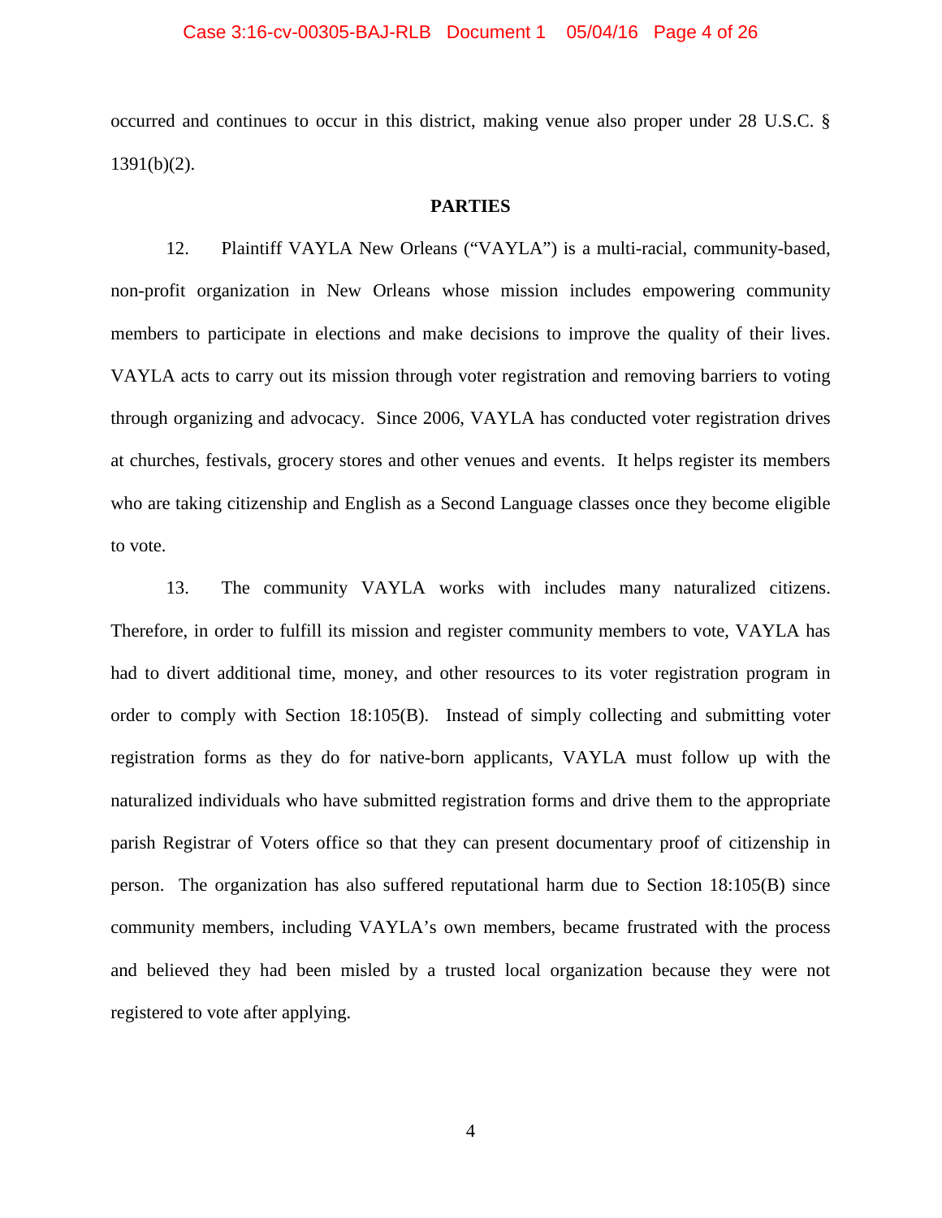occurred and continues to occur in this district, making venue also proper under 28 U.S.C. § 1391(b)(2).

## PARTIES

12. Plaintiff VAYLA New Orleans ("VAYLA") is a multi-racial, community-based, non-profit organization in New Orleans whose mission includes empowering community members to participate in elections and make decisions to improve the quality of their lives. VAYLA acts to carry out its mission through voter registration and removing barriers to voting through organizing and advocacy. Since 2006, VAYLA has conducted voter registration drives at churches, festivals, grocery stores and other venues and events. It helps register its members who are taking citizenship and English as a Second Language classes once they become eligible to vote.

13. The community VAYLA works with includes many naturalized citizens. Therefore, in order to fulfill its mission and register community members to vote, VAYLA has had to divert additional time, money, and other resources to its voter registration program in order to comply with Section 18:105(B). Instead of simply collecting and submitting voter registration forms as they do for native-born applicants, VAYLA must follow up with the naturalized individuals who have submitted registration forms and drive them to the appropriate parish Registrar of Voters office so that they can present documentary proof of citizenship in person. The organization has also suffered reputational harm due to Section 18:105(B) since community members, including VAYLA's own members, became frustrated with the process and believed they had been misled by a trusted local organization because they were not registered to vote after applying.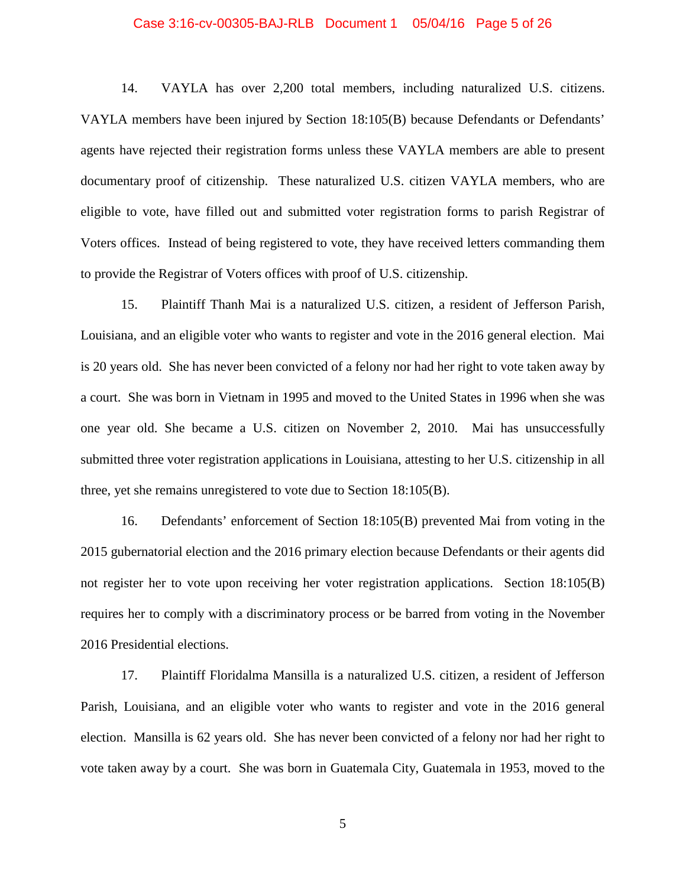14. VAYLA has over 2,200 total members, including naturalized U.S. citizens. VAYLA members have been injured by Section 18:105(B) because Defendants or Defendants' agents have rejected their registration forms unless these VAYLA members are able to present documentary proof of citizenship. These naturalized U.S. citizen VAYLA members, who are eligible to vote, have filled out and submitted voter registration forms to parish Registrar of Voters offices. Instead of being registered to vote, they have received letters commanding them to provide the Registrar of Voters offices with proof of U.S. citizenship.

15. Plaintiff Thanh Mai is a naturalized U.S. citizen, a resident of Jefferson Parish, Louisiana, and an eligible voter who wants to register and vote in the 2016 general election. Mai is 20 years old. She has never been convicted of a felony nor had her right to vote taken away by a court. She was born in Vietnam in 1995 and moved to the United States in 1996 when she was one year old. She became a U.S. citizen on November 2, 2010. Mai has unsuccessfully submitted three voter registration applications in Louisiana, attesting to her U.S. citizenship in all three, yet she remains unregistered to vote due to Section 18:105(B).

16. Defendants' enforcement of Section 18:105(B) prevented Mai from voting in the 2015 gubernatorial election and the 2016 primary election because Defendants or their agents did not register her to vote upon receiving her voter registration applications. Section 18:105(B) requires her to comply with a discriminatory process or be barred from voting in the November 2016 Presidential elections.

17. Plaintiff Floridalma Mansilla is a naturalized U.S. citizen, a resident of Jefferson Parish, Louisiana, and an eligible voter who wants to register and vote in the 2016 general election. Mansilla is 62 years old. She has never been convicted of a felony nor had her right to vote taken away by a court. She was born in Guatemala City, Guatemala in 1953, moved to the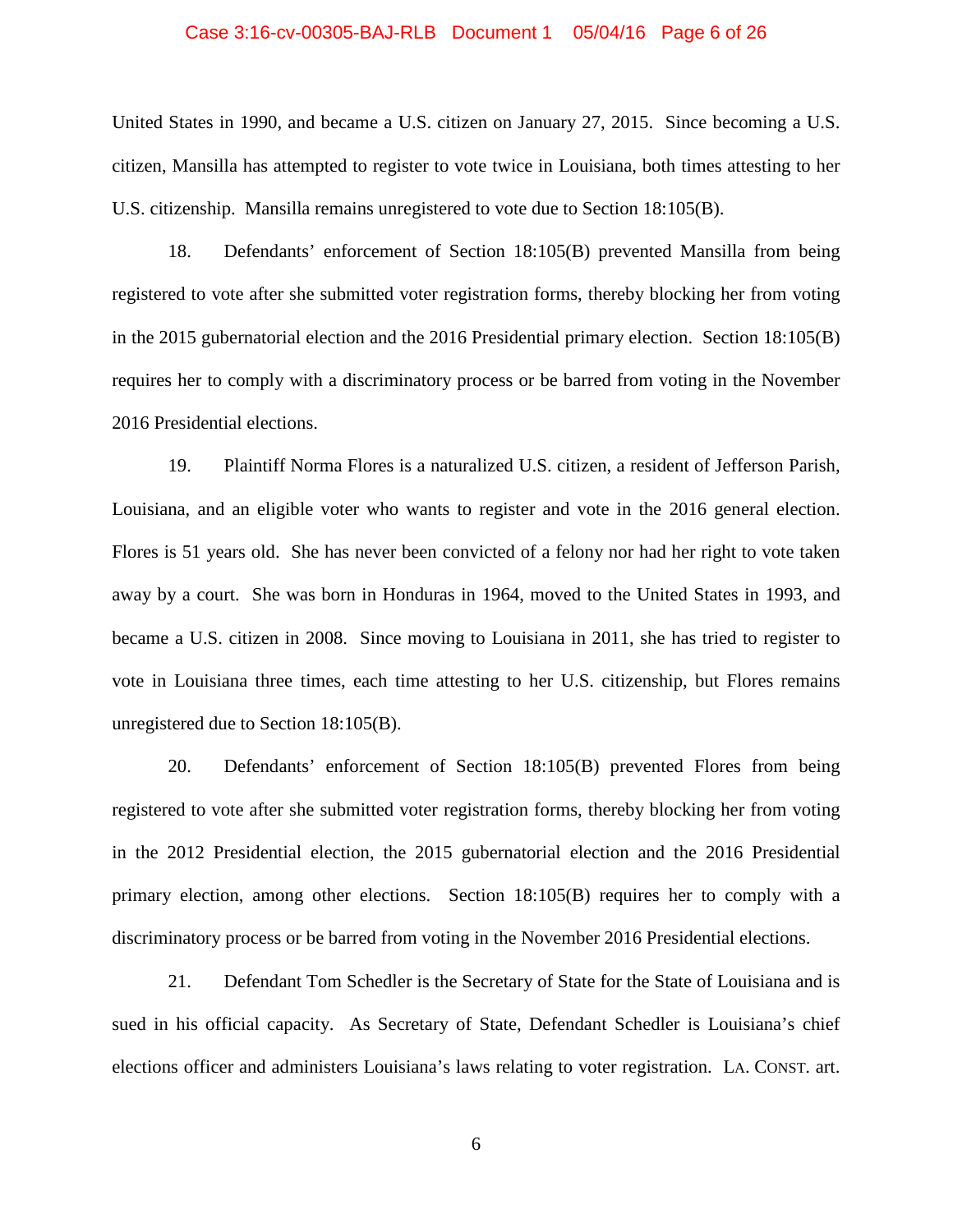United States in 1990, and became a U.S. citizen on January 27, 2015. Since becoming a U.S. citizen, Mansilla has attempted to register to vote twice in Louisiana, both times attesting to her U.S. citizenship. Mansilla remains unregistered to vote due to Section 18:105(B).

18. Defendants' enforcement of Section 18:105(B) prevented Mansilla from being registered to vote after she submitted voter registration forms, thereby blocking her from voting in the 2015 gubernatorial election and the 2016 Presidential primary election. Section 18:105(B) requires her to comply with a discriminatory process or be barred from voting in the November 2016 Presidential elections.

19. Plaintiff Norma Flores is a naturalized U.S. citizen, a resident of Jefferson Parish, Louisiana, and an eligible voter who wants to register and vote in the 2016 general election. Flores is 51 years old. She has never been convicted of a felony nor had her right to vote taken away by a court. She was born in Honduras in 1964, moved to the United States in 1993, and became a U.S. citizen in 2008. Since moving to Louisiana in 2011, she has tried to register to vote in Louisiana three times, each time attesting to her U.S. citizenship, but Flores remains unregistered due to Section 18:105(B).

20. Defendants' enforcement of Section 18:105(B) prevented Flores from being registered to vote after she submitted voter registration forms, thereby blocking her from voting in the 2012 Presidential election, the 2015 gubernatorial election and the 2016 Presidential primary election, among other elections. Section 18:105(B) requires her to comply with a discriminatory process or be barred from voting in the November 2016 Presidential elections.

21. Defendant Tom Schedler is the Secretary of State for the State of Louisiana and is sued in his official capacity. As Secretary of State, Defendant Schedler is Louisiana's chief elections officer and administers Louisiana's laws relating to voter registration. LA. CONST. art.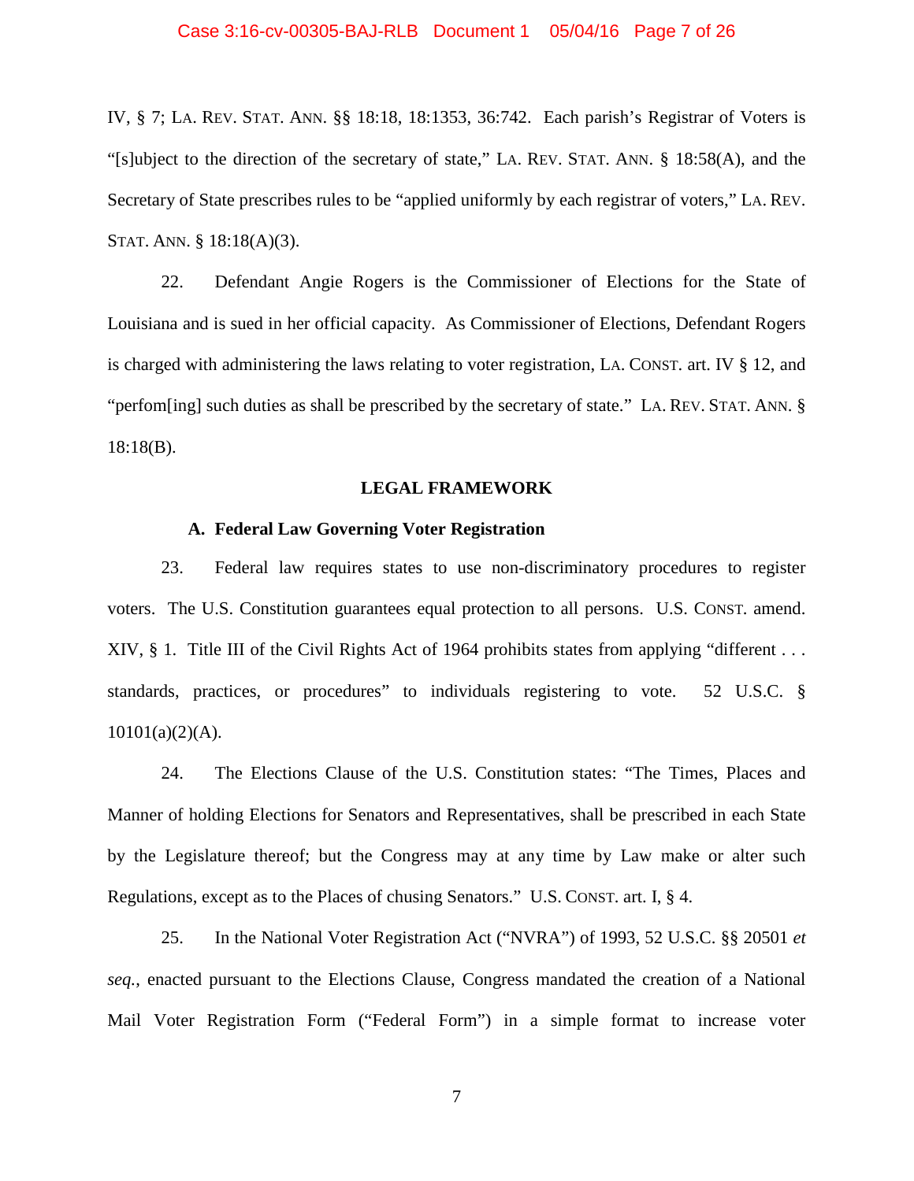IV, § 7; LA. REV. STAT. ANN. §§ 18:18, 18:1353, 36:742. Each parish's Registrar of Voters is "[s]ubject to the direction of the secretary of state," LA. REV. STAT. ANN. § 18:58(A), and the Secretary of State prescribes rules to be "applied uniformly by each registrar of voters," LA. REV. STAT. ANN. § 18:18(A)(3).

22. Defendant Angie Rogers is the Commissioner of Elections for the State of Louisiana and is sued in her official capacity. As Commissioner of Elections, Defendant Rogers is charged with administering the laws relating to voter registration, LA. CONST. art. IV § 12, and "perfom[ing] such duties as shall be prescribed by the secretary of state." LA. REV. STAT. ANN. § 18:18(B).

## LEGAL FRAMEWORK

### A. Federal Law Governing Voter Registration

23. Federal law requires states to use non-discriminatory procedures to register voters. The U.S. Constitution guarantees equal protection to all persons. U.S. CONST. amend. XIV, § 1. Title III of the Civil Rights Act of 1964 prohibits states from applying "different . . . standards, practices, or procedures" to individuals registering to vote. 52 U.S.C. § 10101(a)(2)(A).

24. The Elections Clause of the U.S. Constitution states: "The Times, Places and Manner of holding Elections for Senators and Representatives, shall be prescribed in each State by the Legislature thereof; but the Congress may at any time by Law make or alter such Regulations, except as to the Places of chusing Senators." U.S. CONST. art. I, § 4.

25. In the National Voter Registration Act ("NVRA") of 1993, 52 U.S.C. §§ 20501 *et seq.*, enacted pursuant to the Elections Clause, Congress mandated the creation of a National Mail Voter Registration Form ("Federal Form") in a simple format to increase voter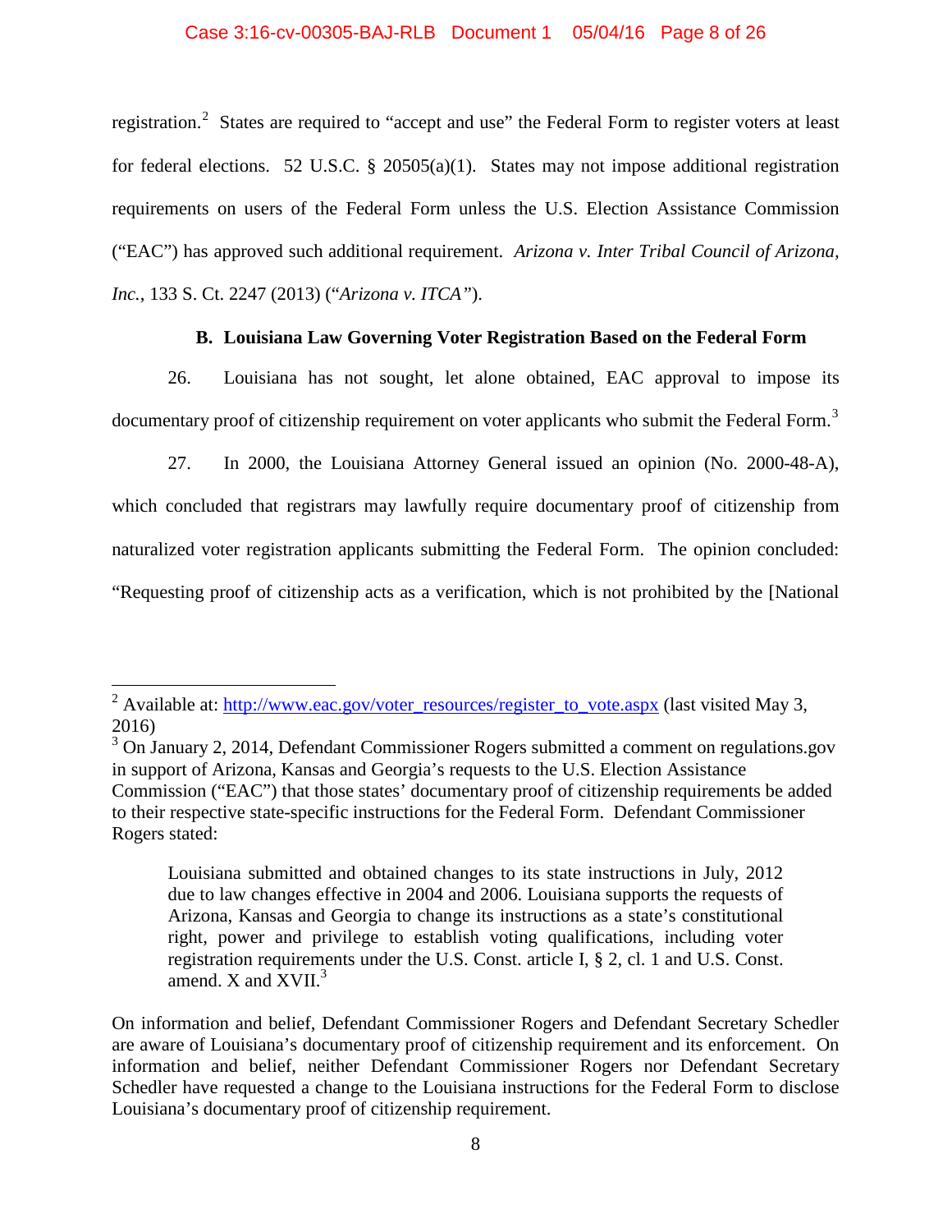registration.[2] States are required to "accept and use" the Federal Form to register voters at least for federal elections. 52 U.S.C. § 20505(a)(1). States may not impose additional registration requirements on users of the Federal Form unless the U.S. Election Assistance Commission ("EAC") has approved such additional requirement. *Arizona v. Inter Tribal Council of Arizona, Inc.*, 133 S. Ct. 2247 (2013) ("*Arizona v. ITCA*").

### B. Louisiana Law Governing Voter Registration Based on the Federal Form

26. Louisiana has not sought, let alone obtained, EAC approval to impose its documentary proof of citizenship requirement on voter applicants who submit the Federal Form.[3]

27. In 2000, the Louisiana Attorney General issued an opinion (No. 2000-48-A), which concluded that registrars may lawfully require documentary proof of citizenship from naturalized voter registration applicants submitting the Federal Form. The opinion concluded: "Requesting proof of citizenship acts as a verification, which is not prohibited by the [National

---

[2] Available at: http://www.eac.gov/voter_resources/register_to_vote.aspx (last visited May 3, 2016)

[3] On January 2, 2014, Defendant Commissioner Rogers submitted a comment on regulations.gov in support of Arizona, Kansas and Georgia's requests to the U.S. Election Assistance Commission ("EAC") that those states' documentary proof of citizenship requirements be added to their respective state-specific instructions for the Federal Form. Defendant Commissioner Rogers stated:

> Louisiana submitted and obtained changes to its state instructions in July, 2012 due to law changes effective in 2004 and 2006. Louisiana supports the requests of Arizona, Kansas and Georgia to change its instructions as a state's constitutional right, power and privilege to establish voting qualifications, including voter registration requirements under the U.S. Const. article I, § 2, cl. 1 and U.S. Const. amend. X and XVII.[3]

On information and belief, Defendant Commissioner Rogers and Defendant Secretary Schedler are aware of Louisiana's documentary proof of citizenship requirement and its enforcement. On information and belief, neither Defendant Commissioner Rogers nor Defendant Secretary Schedler have requested a change to the Louisiana instructions for the Federal Form to disclose Louisiana's documentary proof of citizenship requirement.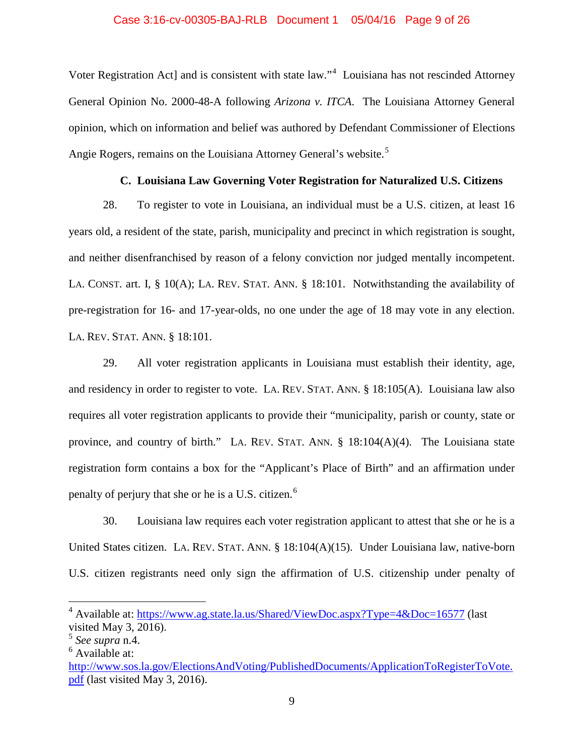Voter Registration Act] and is consistent with state law."[4] Louisiana has not rescinded Attorney General Opinion No. 2000-48-A following *Arizona v. ITCA*. The Louisiana Attorney General opinion, which on information and belief was authored by Defendant Commissioner of Elections Angie Rogers, remains on the Louisiana Attorney General's website.[5]

### C. Louisiana Law Governing Voter Registration for Naturalized U.S. Citizens

28. To register to vote in Louisiana, an individual must be a U.S. citizen, at least 16 years old, a resident of the state, parish, municipality and precinct in which registration is sought, and neither disenfranchised by reason of a felony conviction nor judged mentally incompetent. LA. CONST. art. I, § 10(A); LA. REV. STAT. ANN. § 18:101. Notwithstanding the availability of pre-registration for 16- and 17-year-olds, no one under the age of 18 may vote in any election. LA. REV. STAT. ANN. § 18:101.

29. All voter registration applicants in Louisiana must establish their identity, age, and residency in order to register to vote. LA. REV. STAT. ANN. § 18:105(A). Louisiana law also requires all voter registration applicants to provide their "municipality, parish or county, state or province, and country of birth." LA. REV. STAT. ANN. § 18:104(A)(4). The Louisiana state registration form contains a box for the "Applicant's Place of Birth" and an affirmation under penalty of perjury that she or he is a U.S. citizen.[6]

30. Louisiana law requires each voter registration applicant to attest that she or he is a United States citizen. LA. REV. STAT. ANN. § 18:104(A)(15). Under Louisiana law, native-born U.S. citizen registrants need only sign the affirmation of U.S. citizenship under penalty of

---

[4] Available at: https://www.ag.state.la.us/Shared/ViewDoc.aspx?Type=4&Doc=16577 (last visited May 3, 2016).

[5] *See supra* n.4.

[6] Available at: http://www.sos.la.gov/ElectionsAndVoting/PublishedDocuments/ApplicationToRegisterToVote.pdf (last visited May 3, 2016).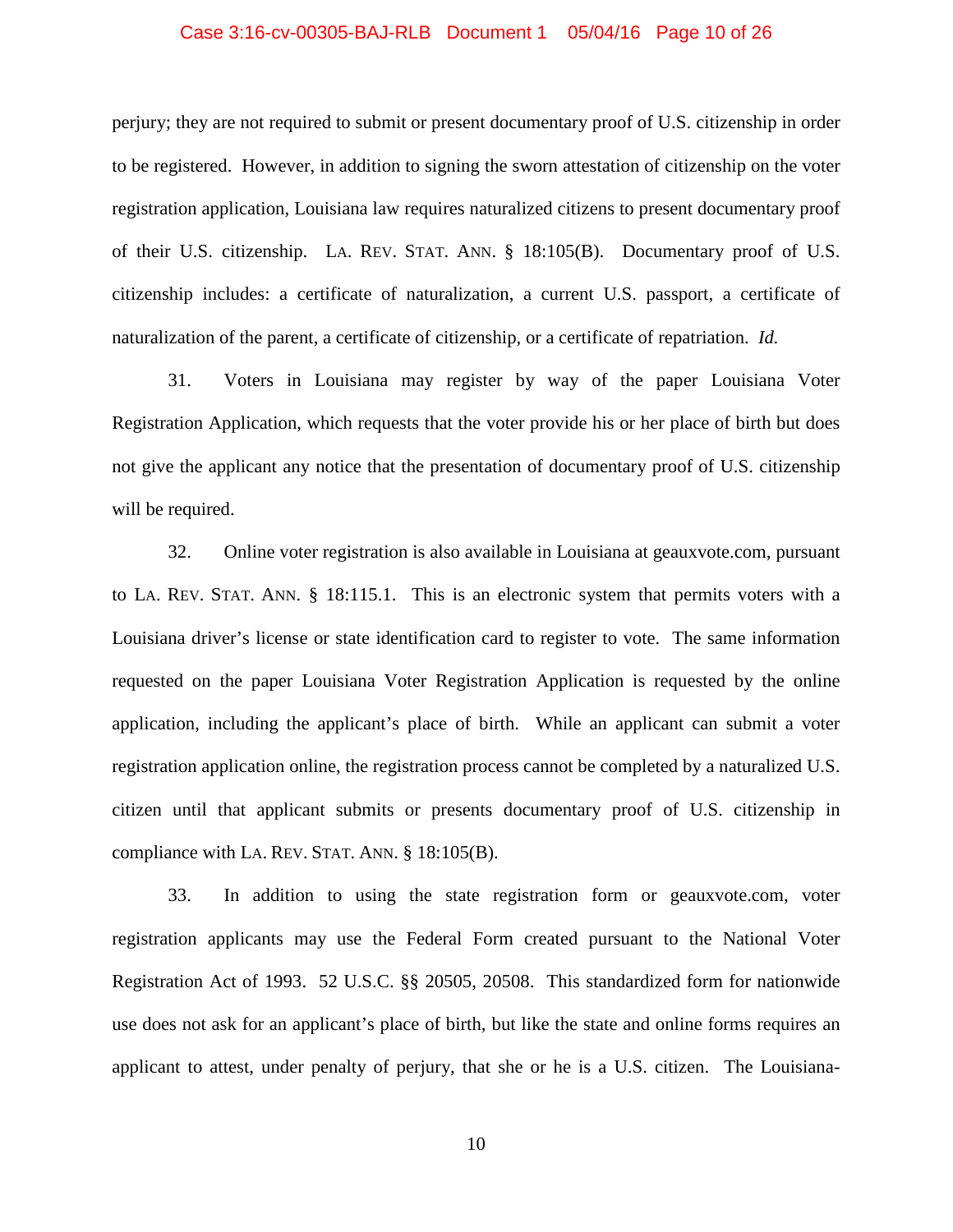perjury; they are not required to submit or present documentary proof of U.S. citizenship in order to be registered. However, in addition to signing the sworn attestation of citizenship on the voter registration application, Louisiana law requires naturalized citizens to present documentary proof of their U.S. citizenship. LA. REV. STAT. ANN. § 18:105(B). Documentary proof of U.S. citizenship includes: a certificate of naturalization, a current U.S. passport, a certificate of naturalization of the parent, a certificate of citizenship, or a certificate of repatriation. *Id.*

31. Voters in Louisiana may register by way of the paper Louisiana Voter Registration Application, which requests that the voter provide his or her place of birth but does not give the applicant any notice that the presentation of documentary proof of U.S. citizenship will be required.

32. Online voter registration is also available in Louisiana at geauxvote.com, pursuant to LA. REV. STAT. ANN. § 18:115.1. This is an electronic system that permits voters with a Louisiana driver's license or state identification card to register to vote. The same information requested on the paper Louisiana Voter Registration Application is requested by the online application, including the applicant's place of birth. While an applicant can submit a voter registration application online, the registration process cannot be completed by a naturalized U.S. citizen until that applicant submits or presents documentary proof of U.S. citizenship in compliance with LA. REV. STAT. ANN. § 18:105(B).

33. In addition to using the state registration form or geauxvote.com, voter registration applicants may use the Federal Form created pursuant to the National Voter Registration Act of 1993. 52 U.S.C. §§ 20505, 20508. This standardized form for nationwide use does not ask for an applicant's place of birth, but like the state and online forms requires an applicant to attest, under penalty of perjury, that she or he is a U.S. citizen. The Louisiana-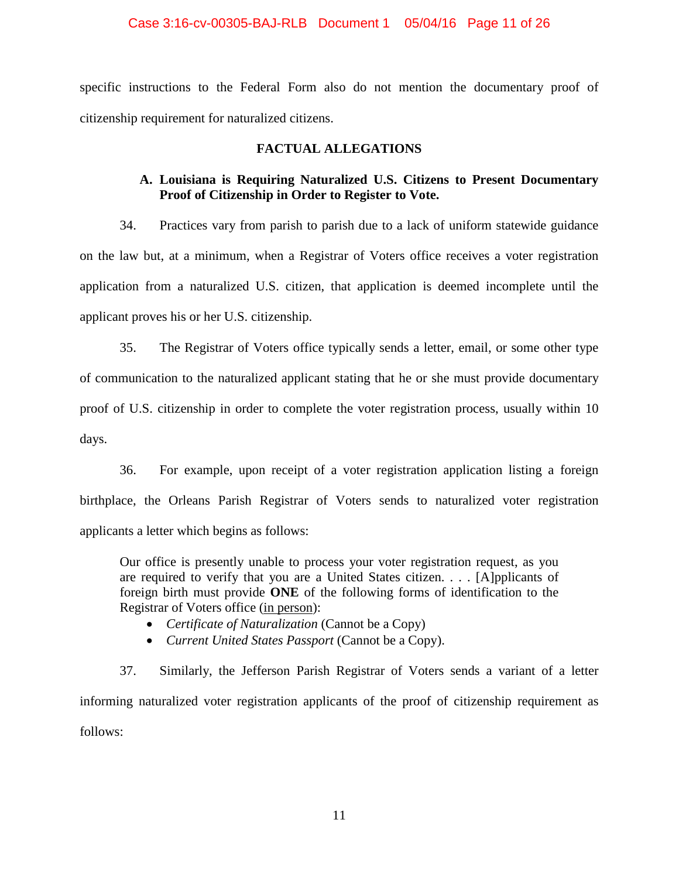specific instructions to the Federal Form also do not mention the documentary proof of citizenship requirement for naturalized citizens.

## FACTUAL ALLEGATIONS

### A. Louisiana is Requiring Naturalized U.S. Citizens to Present Documentary Proof of Citizenship in Order to Register to Vote.

34. Practices vary from parish to parish due to a lack of uniform statewide guidance on the law but, at a minimum, when a Registrar of Voters office receives a voter registration application from a naturalized U.S. citizen, that application is deemed incomplete until the applicant proves his or her U.S. citizenship.

35. The Registrar of Voters office typically sends a letter, email, or some other type of communication to the naturalized applicant stating that he or she must provide documentary proof of U.S. citizenship in order to complete the voter registration process, usually within 10 days.

36. For example, upon receipt of a voter registration application listing a foreign birthplace, the Orleans Parish Registrar of Voters sends to naturalized voter registration applicants a letter which begins as follows:

> Our office is presently unable to process your voter registration request, as you are required to verify that you are a United States citizen. . . . [A]pplicants of foreign birth must provide **ONE** of the following forms of identification to the Registrar of Voters office (<u>in person</u>):
>
> - *Certificate of Naturalization* (Cannot be a Copy)
> - *Current United States Passport* (Cannot be a Copy).

37. Similarly, the Jefferson Parish Registrar of Voters sends a variant of a letter informing naturalized voter registration applicants of the proof of citizenship requirement as follows: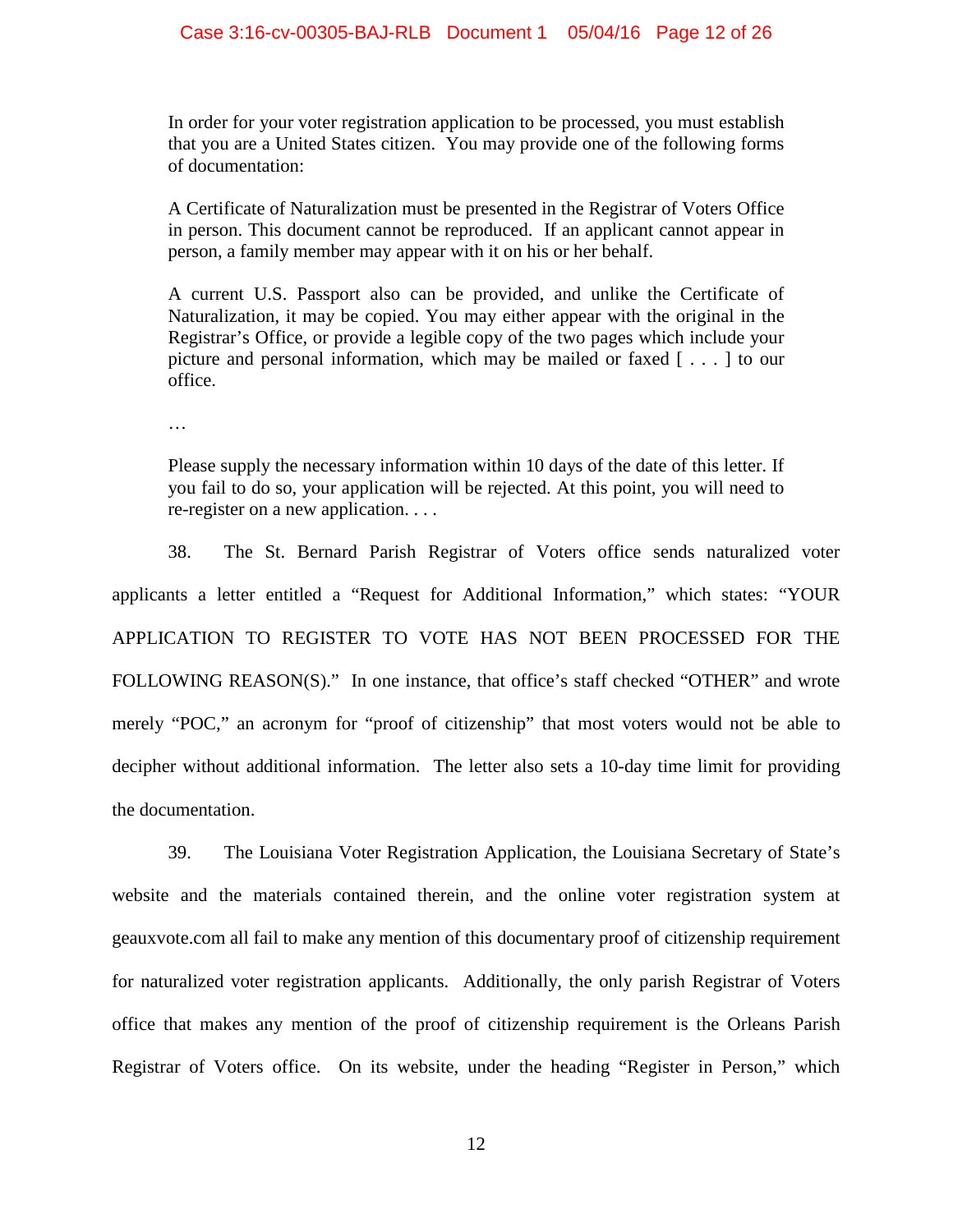> In order for your voter registration application to be processed, you must establish that you are a United States citizen. You may provide one of the following forms of documentation:
>
> A Certificate of Naturalization must be presented in the Registrar of Voters Office in person. This document cannot be reproduced. If an applicant cannot appear in person, a family member may appear with it on his or her behalf.
>
> A current U.S. Passport also can be provided, and unlike the Certificate of Naturalization, it may be copied. You may either appear with the original in the Registrar's Office, or provide a legible copy of the two pages which include your picture and personal information, which may be mailed or faxed [ . . . ] to our office.
>
> …
>
> Please supply the necessary information within 10 days of the date of this letter. If you fail to do so, your application will be rejected. At this point, you will need to re-register on a new application. . . .

38. The St. Bernard Parish Registrar of Voters office sends naturalized voter applicants a letter entitled a "Request for Additional Information," which states: "YOUR APPLICATION TO REGISTER TO VOTE HAS NOT BEEN PROCESSED FOR THE FOLLOWING REASON(S)." In one instance, that office's staff checked "OTHER" and wrote merely "POC," an acronym for "proof of citizenship" that most voters would not be able to decipher without additional information. The letter also sets a 10-day time limit for providing the documentation.

39. The Louisiana Voter Registration Application, the Louisiana Secretary of State's website and the materials contained therein, and the online voter registration system at geauxvote.com all fail to make any mention of this documentary proof of citizenship requirement for naturalized voter registration applicants. Additionally, the only parish Registrar of Voters office that makes any mention of the proof of citizenship requirement is the Orleans Parish Registrar of Voters office. On its website, under the heading "Register in Person," which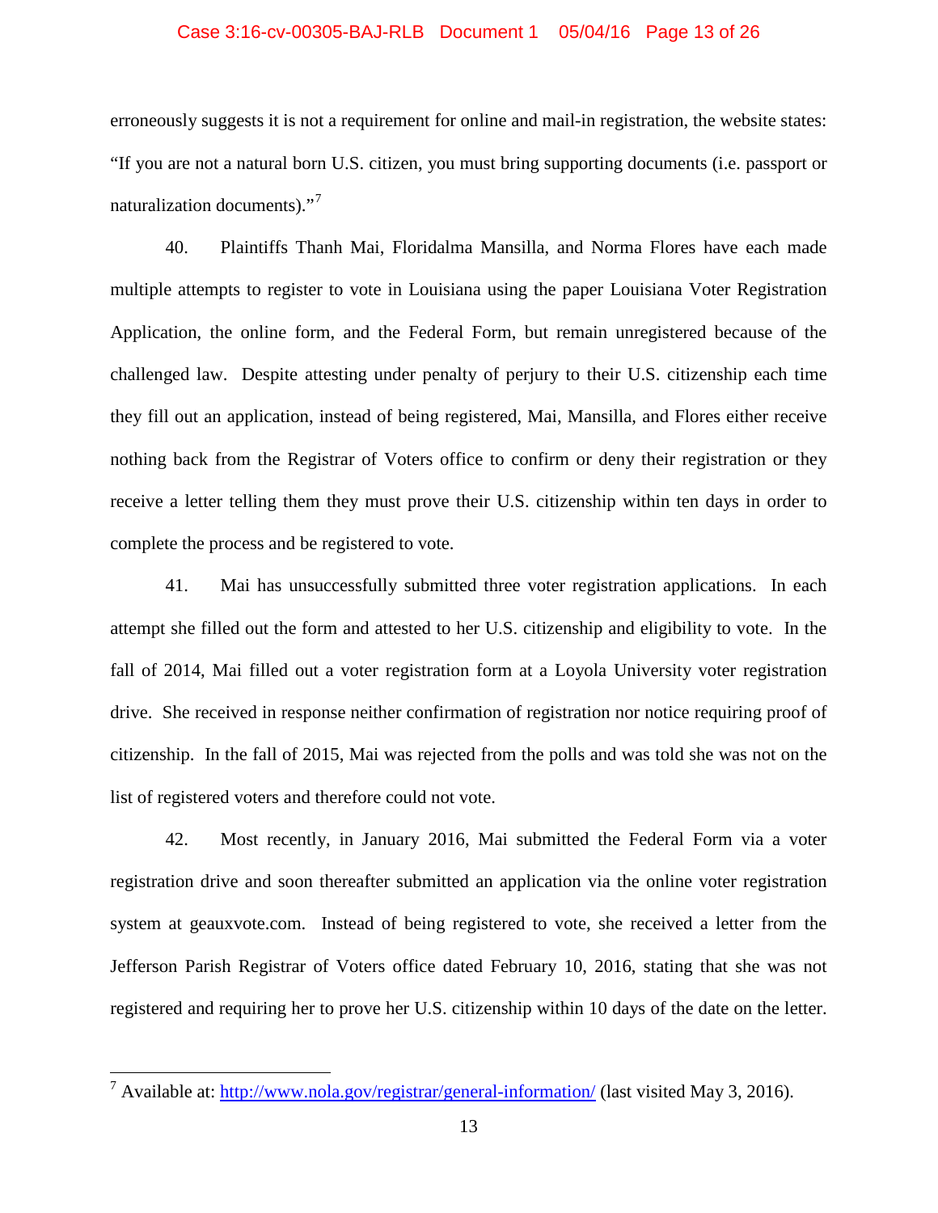erroneously suggests it is not a requirement for online and mail-in registration, the website states: "If you are not a natural born U.S. citizen, you must bring supporting documents (i.e. passport or naturalization documents)."[7]

40. Plaintiffs Thanh Mai, Floridalma Mansilla, and Norma Flores have each made multiple attempts to register to vote in Louisiana using the paper Louisiana Voter Registration Application, the online form, and the Federal Form, but remain unregistered because of the challenged law. Despite attesting under penalty of perjury to their U.S. citizenship each time they fill out an application, instead of being registered, Mai, Mansilla, and Flores either receive nothing back from the Registrar of Voters office to confirm or deny their registration or they receive a letter telling them they must prove their U.S. citizenship within ten days in order to complete the process and be registered to vote.

41. Mai has unsuccessfully submitted three voter registration applications. In each attempt she filled out the form and attested to her U.S. citizenship and eligibility to vote. In the fall of 2014, Mai filled out a voter registration form at a Loyola University voter registration drive. She received in response neither confirmation of registration nor notice requiring proof of citizenship. In the fall of 2015, Mai was rejected from the polls and was told she was not on the list of registered voters and therefore could not vote.

42. Most recently, in January 2016, Mai submitted the Federal Form via a voter registration drive and soon thereafter submitted an application via the online voter registration system at geauxvote.com. Instead of being registered to vote, she received a letter from the Jefferson Parish Registrar of Voters office dated February 10, 2016, stating that she was not registered and requiring her to prove her U.S. citizenship within 10 days of the date on the letter.

---

[7] Available at: http://www.nola.gov/registrar/general-information/ (last visited May 3, 2016).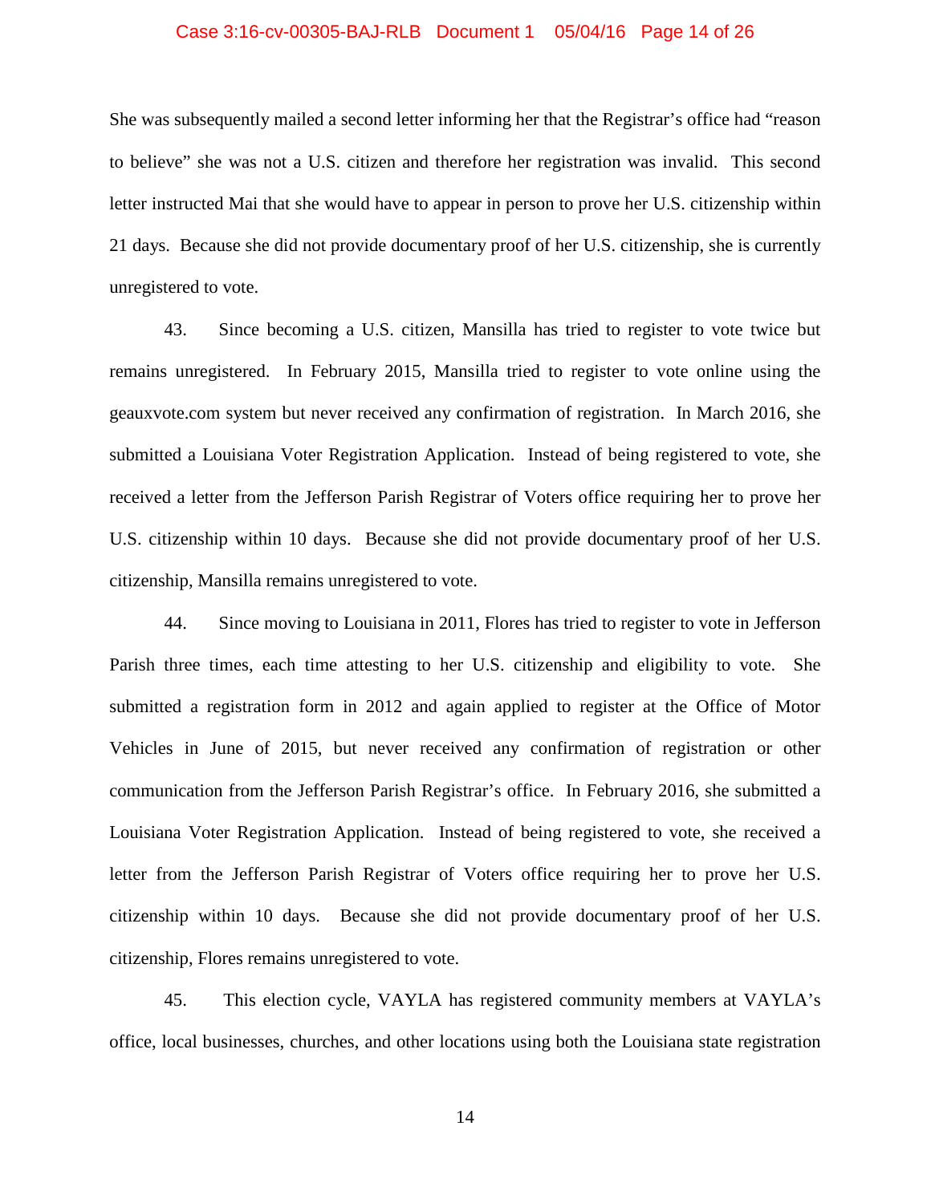She was subsequently mailed a second letter informing her that the Registrar's office had "reason to believe" she was not a U.S. citizen and therefore her registration was invalid. This second letter instructed Mai that she would have to appear in person to prove her U.S. citizenship within 21 days. Because she did not provide documentary proof of her U.S. citizenship, she is currently unregistered to vote.

43. Since becoming a U.S. citizen, Mansilla has tried to register to vote twice but remains unregistered. In February 2015, Mansilla tried to register to vote online using the geauxvote.com system but never received any confirmation of registration. In March 2016, she submitted a Louisiana Voter Registration Application. Instead of being registered to vote, she received a letter from the Jefferson Parish Registrar of Voters office requiring her to prove her U.S. citizenship within 10 days. Because she did not provide documentary proof of her U.S. citizenship, Mansilla remains unregistered to vote.

44. Since moving to Louisiana in 2011, Flores has tried to register to vote in Jefferson Parish three times, each time attesting to her U.S. citizenship and eligibility to vote. She submitted a registration form in 2012 and again applied to register at the Office of Motor Vehicles in June of 2015, but never received any confirmation of registration or other communication from the Jefferson Parish Registrar's office. In February 2016, she submitted a Louisiana Voter Registration Application. Instead of being registered to vote, she received a letter from the Jefferson Parish Registrar of Voters office requiring her to prove her U.S. citizenship within 10 days. Because she did not provide documentary proof of her U.S. citizenship, Flores remains unregistered to vote.

45. This election cycle, VAYLA has registered community members at VAYLA's office, local businesses, churches, and other locations using both the Louisiana state registration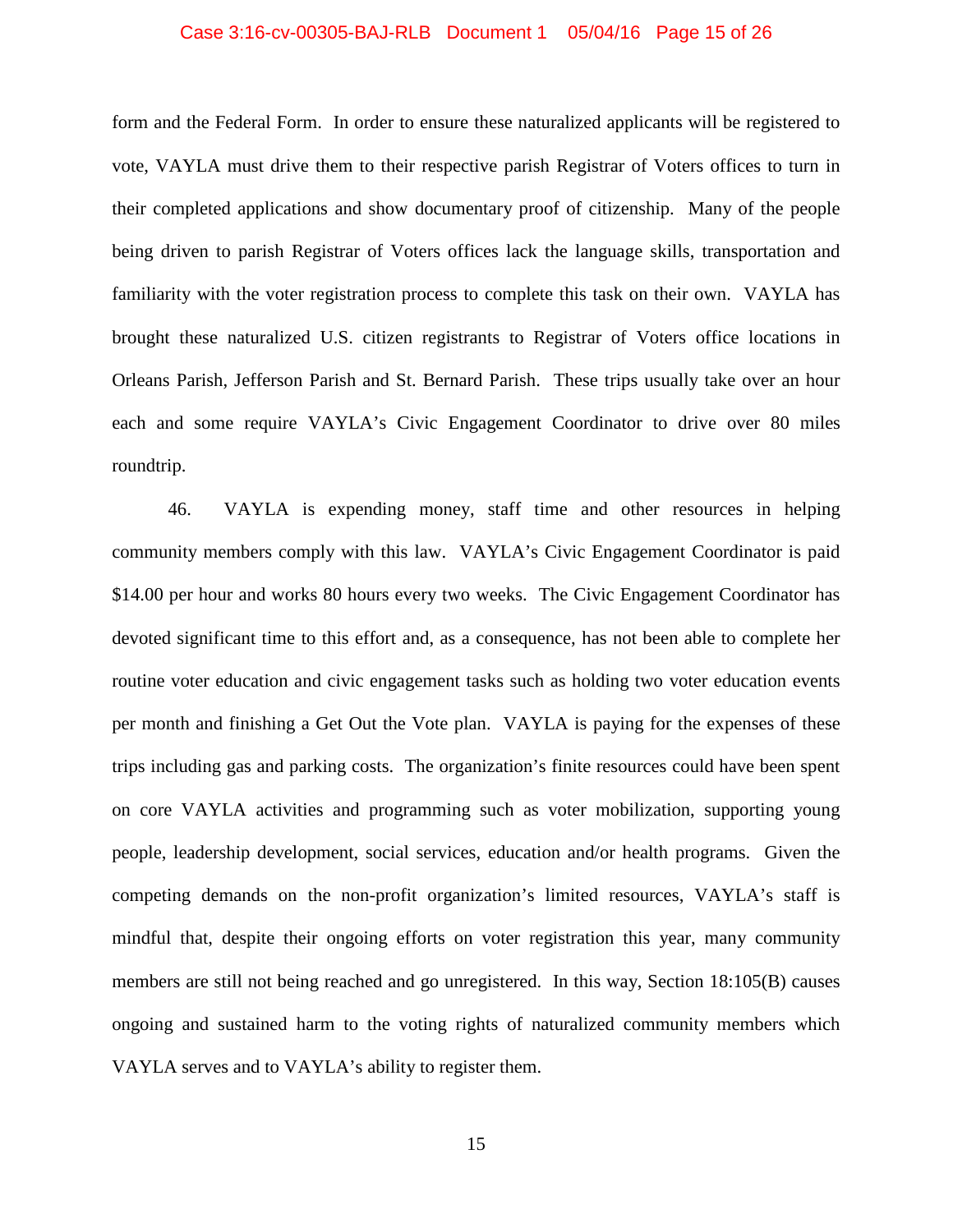form and the Federal Form. In order to ensure these naturalized applicants will be registered to vote, VAYLA must drive them to their respective parish Registrar of Voters offices to turn in their completed applications and show documentary proof of citizenship. Many of the people being driven to parish Registrar of Voters offices lack the language skills, transportation and familiarity with the voter registration process to complete this task on their own. VAYLA has brought these naturalized U.S. citizen registrants to Registrar of Voters office locations in Orleans Parish, Jefferson Parish and St. Bernard Parish. These trips usually take over an hour each and some require VAYLA's Civic Engagement Coordinator to drive over 80 miles roundtrip.

46. VAYLA is expending money, staff time and other resources in helping community members comply with this law. VAYLA's Civic Engagement Coordinator is paid $14.00 per hour and works 80 hours every two weeks. The Civic Engagement Coordinator has devoted significant time to this effort and, as a consequence, has not been able to complete her routine voter education and civic engagement tasks such as holding two voter education events per month and finishing a Get Out the Vote plan. VAYLA is paying for the expenses of these trips including gas and parking costs. The organization's finite resources could have been spent on core VAYLA activities and programming such as voter mobilization, supporting young people, leadership development, social services, education and/or health programs. Given the competing demands on the non-profit organization's limited resources, VAYLA's staff is mindful that, despite their ongoing efforts on voter registration this year, many community members are still not being reached and go unregistered. In this way, Section 18:105(B) causes ongoing and sustained harm to the voting rights of naturalized community members which VAYLA serves and to VAYLA's ability to register them.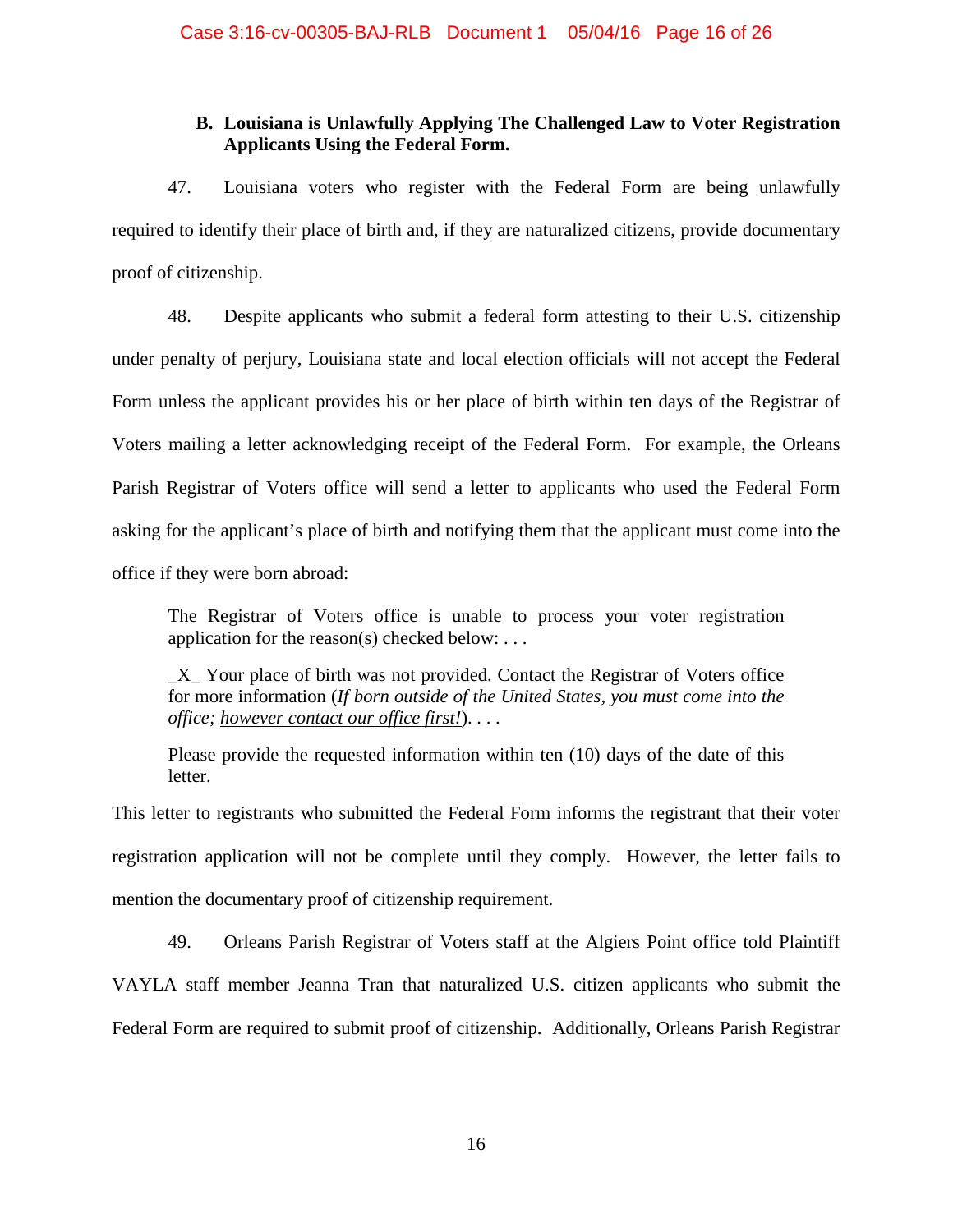### B. Louisiana is Unlawfully Applying The Challenged Law to Voter Registration Applicants Using the Federal Form.

47. Louisiana voters who register with the Federal Form are being unlawfully required to identify their place of birth and, if they are naturalized citizens, provide documentary proof of citizenship.

48. Despite applicants who submit a federal form attesting to their U.S. citizenship under penalty of perjury, Louisiana state and local election officials will not accept the Federal Form unless the applicant provides his or her place of birth within ten days of the Registrar of Voters mailing a letter acknowledging receipt of the Federal Form. For example, the Orleans Parish Registrar of Voters office will send a letter to applicants who used the Federal Form asking for the applicant's place of birth and notifying them that the applicant must come into the office if they were born abroad:

> The Registrar of Voters office is unable to process your voter registration application for the reason(s) checked below: . . .
>
> _X_ Your place of birth was not provided. Contact the Registrar of Voters office for more information (*If born outside of the United States, you must come into the office; <u>however contact our office first!</u>*). . . .
>
> Please provide the requested information within ten (10) days of the date of this letter.

This letter to registrants who submitted the Federal Form informs the registrant that their voter registration application will not be complete until they comply. However, the letter fails to mention the documentary proof of citizenship requirement.

49. Orleans Parish Registrar of Voters staff at the Algiers Point office told Plaintiff VAYLA staff member Jeanna Tran that naturalized U.S. citizen applicants who submit the Federal Form are required to submit proof of citizenship. Additionally, Orleans Parish Registrar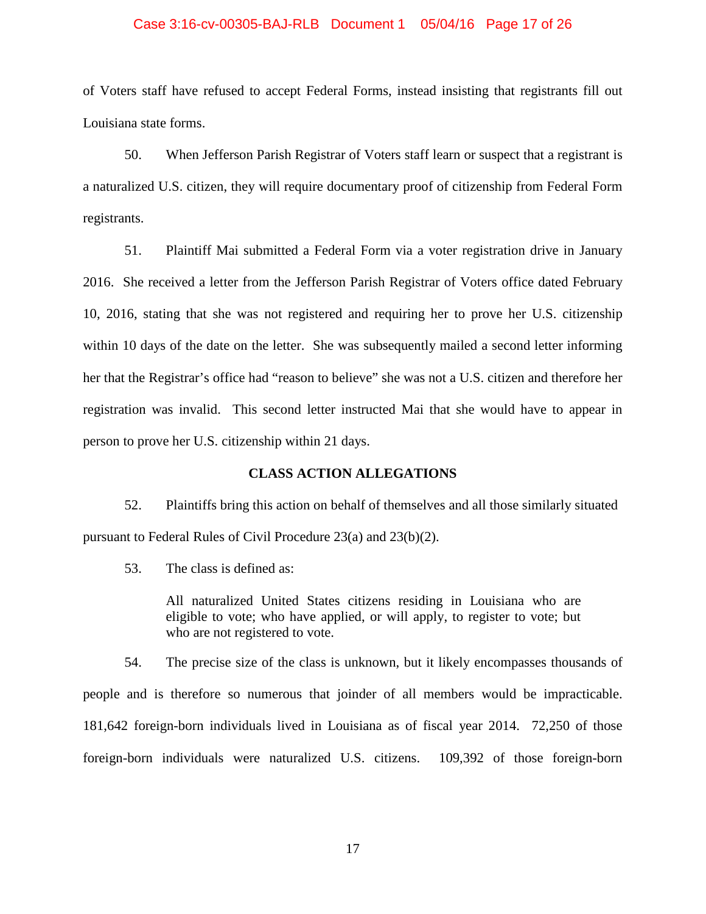of Voters staff have refused to accept Federal Forms, instead insisting that registrants fill out Louisiana state forms.

50. When Jefferson Parish Registrar of Voters staff learn or suspect that a registrant is a naturalized U.S. citizen, they will require documentary proof of citizenship from Federal Form registrants.

51. Plaintiff Mai submitted a Federal Form via a voter registration drive in January 2016. She received a letter from the Jefferson Parish Registrar of Voters office dated February 10, 2016, stating that she was not registered and requiring her to prove her U.S. citizenship within 10 days of the date on the letter. She was subsequently mailed a second letter informing her that the Registrar's office had "reason to believe" she was not a U.S. citizen and therefore her registration was invalid. This second letter instructed Mai that she would have to appear in person to prove her U.S. citizenship within 21 days.

## CLASS ACTION ALLEGATIONS

52. Plaintiffs bring this action on behalf of themselves and all those similarly situated pursuant to Federal Rules of Civil Procedure 23(a) and 23(b)(2).

53. The class is defined as:

> All naturalized United States citizens residing in Louisiana who are eligible to vote; who have applied, or will apply, to register to vote; but who are not registered to vote.

54. The precise size of the class is unknown, but it likely encompasses thousands of people and is therefore so numerous that joinder of all members would be impracticable. 181,642 foreign-born individuals lived in Louisiana as of fiscal year 2014. 72,250 of those foreign-born individuals were naturalized U.S. citizens. 109,392 of those foreign-born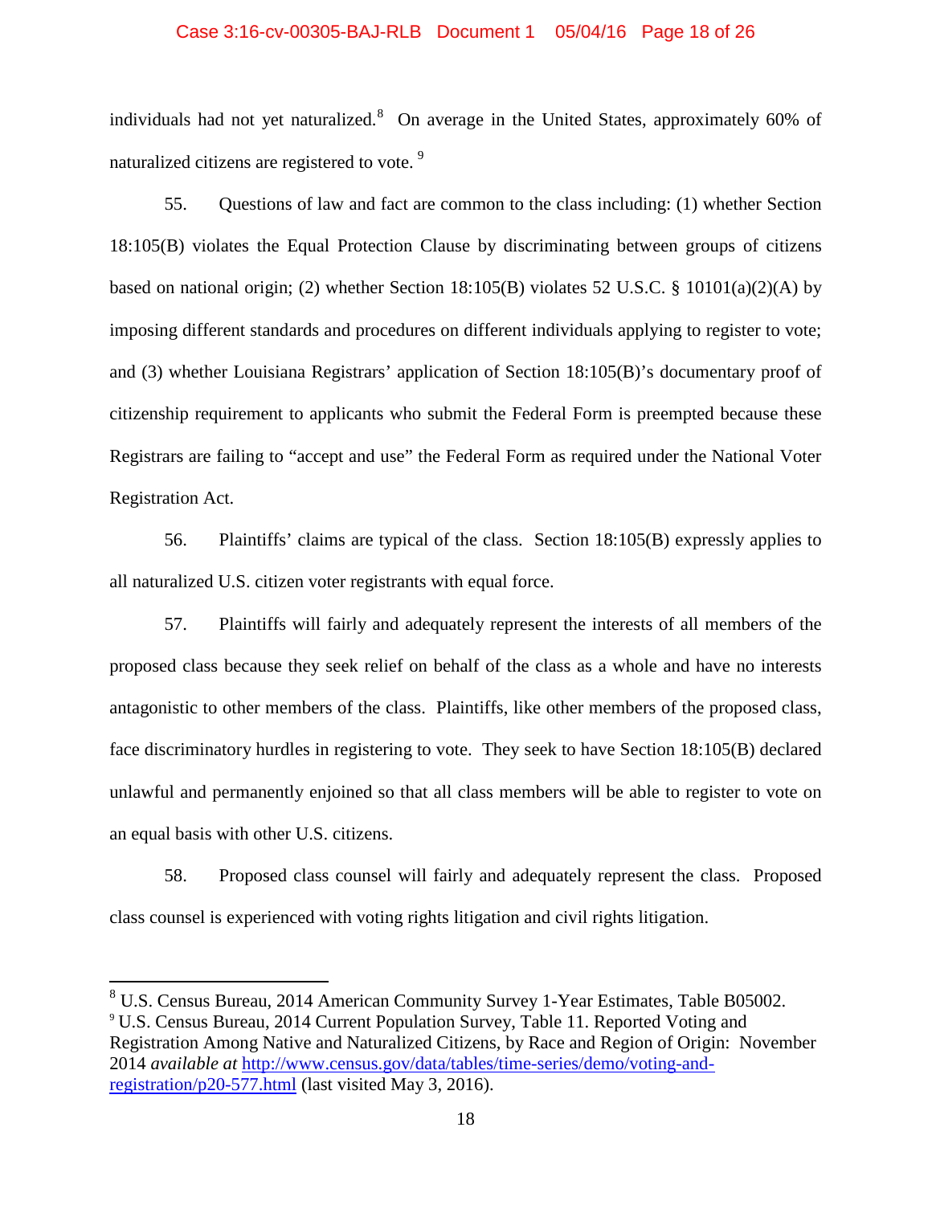individuals had not yet naturalized.[8] On average in the United States, approximately 60% of naturalized citizens are registered to vote.[9]

55. Questions of law and fact are common to the class including: (1) whether Section 18:105(B) violates the Equal Protection Clause by discriminating between groups of citizens based on national origin; (2) whether Section 18:105(B) violates 52 U.S.C. § 10101(a)(2)(A) by imposing different standards and procedures on different individuals applying to register to vote; and (3) whether Louisiana Registrars' application of Section 18:105(B)'s documentary proof of citizenship requirement to applicants who submit the Federal Form is preempted because these Registrars are failing to "accept and use" the Federal Form as required under the National Voter Registration Act.

56. Plaintiffs' claims are typical of the class. Section 18:105(B) expressly applies to all naturalized U.S. citizen voter registrants with equal force.

57. Plaintiffs will fairly and adequately represent the interests of all members of the proposed class because they seek relief on behalf of the class as a whole and have no interests antagonistic to other members of the class. Plaintiffs, like other members of the proposed class, face discriminatory hurdles in registering to vote. They seek to have Section 18:105(B) declared unlawful and permanently enjoined so that all class members will be able to register to vote on an equal basis with other U.S. citizens.

58. Proposed class counsel will fairly and adequately represent the class. Proposed class counsel is experienced with voting rights litigation and civil rights litigation.

---

[8] U.S. Census Bureau, 2014 American Community Survey 1-Year Estimates, Table B05002.

[9] U.S. Census Bureau, 2014 Current Population Survey, Table 11. Reported Voting and Registration Among Native and Naturalized Citizens, by Race and Region of Origin: November 2014 *available at* [http://www.census.gov/data/tables/time-series/demo/voting-and-registration/p20-577.html](http://www.census.gov/data/tables/time-series/demo/voting-and-registration/p20-577.html) (last visited May 3, 2016).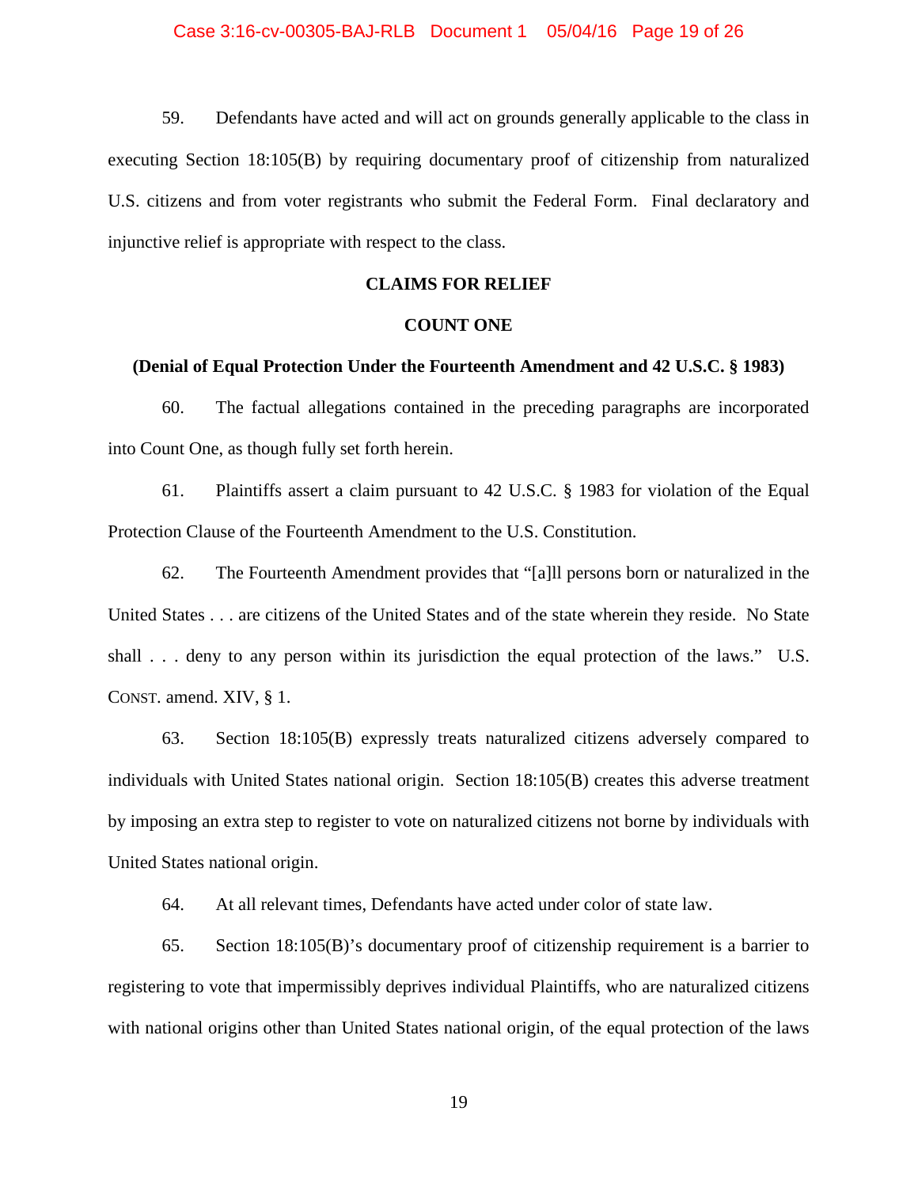59. Defendants have acted and will act on grounds generally applicable to the class in executing Section 18:105(B) by requiring documentary proof of citizenship from naturalized U.S. citizens and from voter registrants who submit the Federal Form. Final declaratory and injunctive relief is appropriate with respect to the class.

## CLAIMS FOR RELIEF

### COUNT ONE

### (Denial of Equal Protection Under the Fourteenth Amendment and 42 U.S.C. § 1983)

60. The factual allegations contained in the preceding paragraphs are incorporated into Count One, as though fully set forth herein.

61. Plaintiffs assert a claim pursuant to 42 U.S.C. § 1983 for violation of the Equal Protection Clause of the Fourteenth Amendment to the U.S. Constitution.

62. The Fourteenth Amendment provides that "[a]ll persons born or naturalized in the United States . . . are citizens of the United States and of the state wherein they reside. No State shall . . . deny to any person within its jurisdiction the equal protection of the laws." U.S. CONST. amend. XIV, § 1.

63. Section 18:105(B) expressly treats naturalized citizens adversely compared to individuals with United States national origin. Section 18:105(B) creates this adverse treatment by imposing an extra step to register to vote on naturalized citizens not borne by individuals with United States national origin.

64. At all relevant times, Defendants have acted under color of state law.

65. Section 18:105(B)'s documentary proof of citizenship requirement is a barrier to registering to vote that impermissibly deprives individual Plaintiffs, who are naturalized citizens with national origins other than United States national origin, of the equal protection of the laws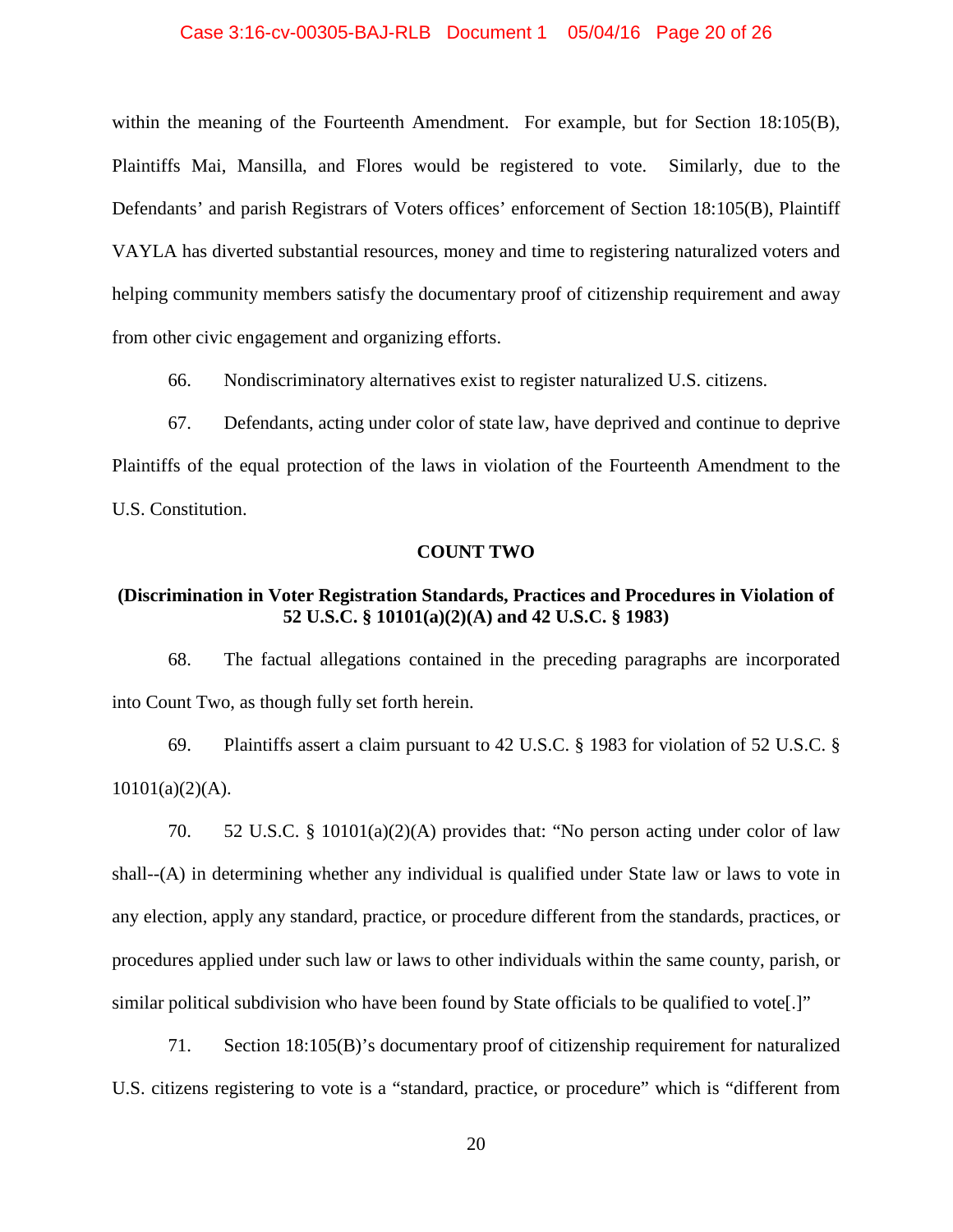within the meaning of the Fourteenth Amendment. For example, but for Section 18:105(B), Plaintiffs Mai, Mansilla, and Flores would be registered to vote. Similarly, due to the Defendants' and parish Registrars of Voters offices' enforcement of Section 18:105(B), Plaintiff VAYLA has diverted substantial resources, money and time to registering naturalized voters and helping community members satisfy the documentary proof of citizenship requirement and away from other civic engagement and organizing efforts.

66. Nondiscriminatory alternatives exist to register naturalized U.S. citizens.

67. Defendants, acting under color of state law, have deprived and continue to deprive Plaintiffs of the equal protection of the laws in violation of the Fourteenth Amendment to the U.S. Constitution.

**COUNT TWO**

**(Discrimination in Voter Registration Standards, Practices and Procedures in Violation of 52 U.S.C. § 10101(a)(2)(A) and 42 U.S.C. § 1983)**

68. The factual allegations contained in the preceding paragraphs are incorporated into Count Two, as though fully set forth herein.

69. Plaintiffs assert a claim pursuant to 42 U.S.C. § 1983 for violation of 52 U.S.C. § 10101(a)(2)(A).

70. 52 U.S.C. § 10101(a)(2)(A) provides that: "No person acting under color of law shall--(A) in determining whether any individual is qualified under State law or laws to vote in any election, apply any standard, practice, or procedure different from the standards, practices, or procedures applied under such law or laws to other individuals within the same county, parish, or similar political subdivision who have been found by State officials to be qualified to vote[.]"

71. Section 18:105(B)'s documentary proof of citizenship requirement for naturalized U.S. citizens registering to vote is a "standard, practice, or procedure" which is "different from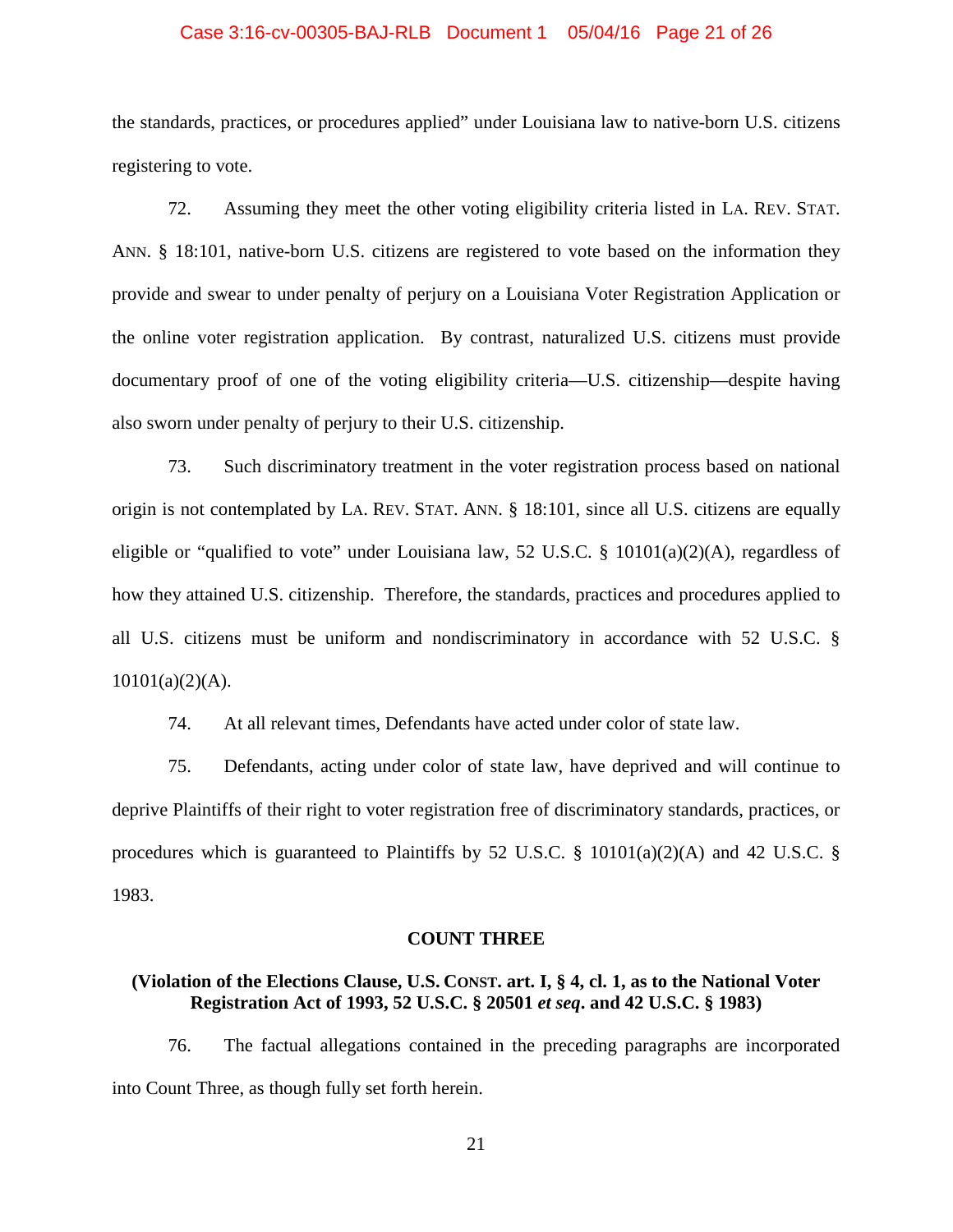the standards, practices, or procedures applied" under Louisiana law to native-born U.S. citizens registering to vote.

72. Assuming they meet the other voting eligibility criteria listed in LA. REV. STAT. ANN. § 18:101, native-born U.S. citizens are registered to vote based on the information they provide and swear to under penalty of perjury on a Louisiana Voter Registration Application or the online voter registration application. By contrast, naturalized U.S. citizens must provide documentary proof of one of the voting eligibility criteria—U.S. citizenship—despite having also sworn under penalty of perjury to their U.S. citizenship.

73. Such discriminatory treatment in the voter registration process based on national origin is not contemplated by LA. REV. STAT. ANN. § 18:101, since all U.S. citizens are equally eligible or "qualified to vote" under Louisiana law, 52 U.S.C. § 10101(a)(2)(A), regardless of how they attained U.S. citizenship. Therefore, the standards, practices and procedures applied to all U.S. citizens must be uniform and nondiscriminatory in accordance with 52 U.S.C. § 10101(a)(2)(A).

74. At all relevant times, Defendants have acted under color of state law.

75. Defendants, acting under color of state law, have deprived and will continue to deprive Plaintiffs of their right to voter registration free of discriminatory standards, practices, or procedures which is guaranteed to Plaintiffs by 52 U.S.C. § 10101(a)(2)(A) and 42 U.S.C. § 1983.

## COUNT THREE

**(Violation of the Elections Clause, U.S. CONST. art. I, § 4, cl. 1, as to the National Voter Registration Act of 1993, 52 U.S.C. § 20501 *et seq*. and 42 U.S.C. § 1983)**

76. The factual allegations contained in the preceding paragraphs are incorporated into Count Three, as though fully set forth herein.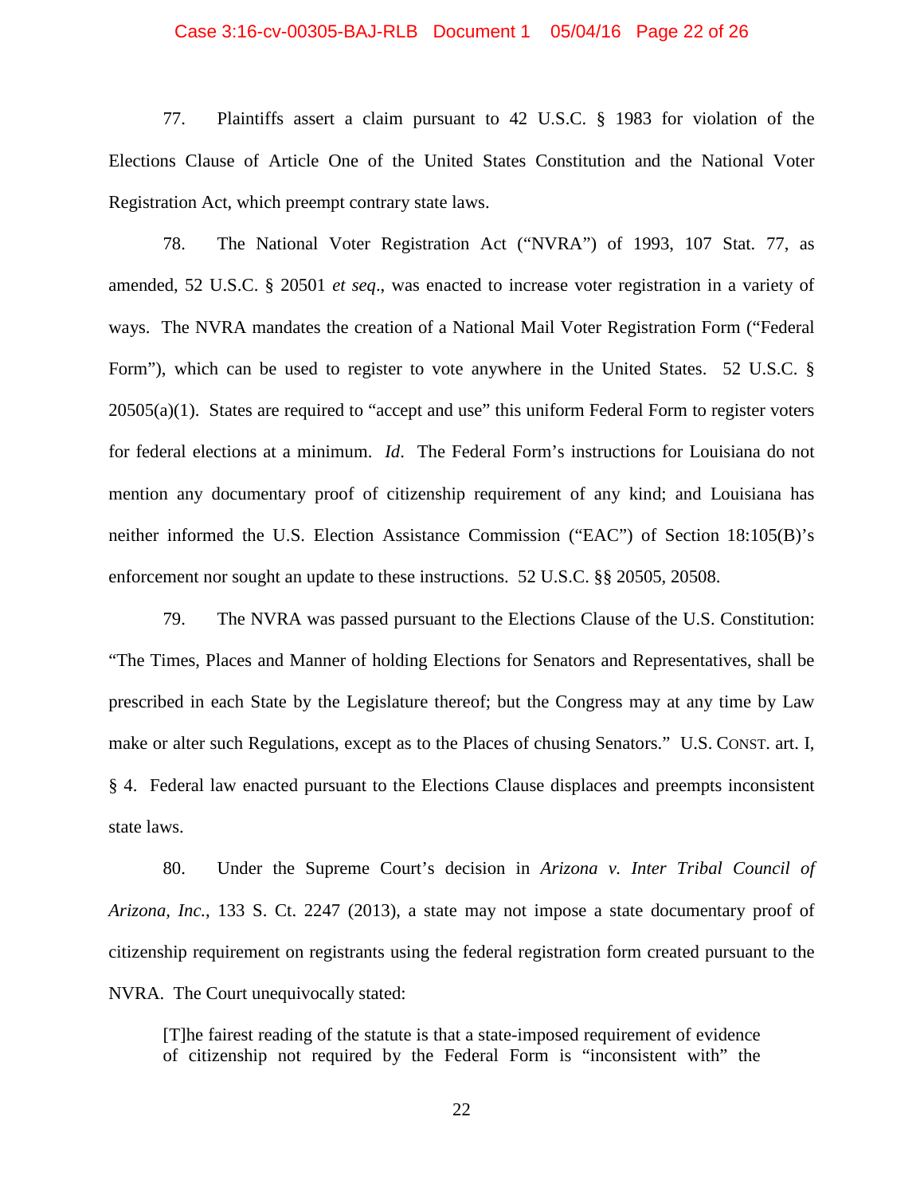77. Plaintiffs assert a claim pursuant to 42 U.S.C. § 1983 for violation of the Elections Clause of Article One of the United States Constitution and the National Voter Registration Act, which preempt contrary state laws.

78. The National Voter Registration Act ("NVRA") of 1993, 107 Stat. 77, as amended, 52 U.S.C. § 20501 *et seq*., was enacted to increase voter registration in a variety of ways. The NVRA mandates the creation of a National Mail Voter Registration Form ("Federal Form"), which can be used to register to vote anywhere in the United States. 52 U.S.C. § 20505(a)(1). States are required to "accept and use" this uniform Federal Form to register voters for federal elections at a minimum. *Id*. The Federal Form's instructions for Louisiana do not mention any documentary proof of citizenship requirement of any kind; and Louisiana has neither informed the U.S. Election Assistance Commission ("EAC") of Section 18:105(B)'s enforcement nor sought an update to these instructions. 52 U.S.C. §§ 20505, 20508.

79. The NVRA was passed pursuant to the Elections Clause of the U.S. Constitution: "The Times, Places and Manner of holding Elections for Senators and Representatives, shall be prescribed in each State by the Legislature thereof; but the Congress may at any time by Law make or alter such Regulations, except as to the Places of chusing Senators." U.S. CONST. art. I, § 4. Federal law enacted pursuant to the Elections Clause displaces and preempts inconsistent state laws.

80. Under the Supreme Court's decision in *Arizona v. Inter Tribal Council of Arizona, Inc.*, 133 S. Ct. 2247 (2013), a state may not impose a state documentary proof of citizenship requirement on registrants using the federal registration form created pursuant to the NVRA. The Court unequivocally stated:

> [T]he fairest reading of the statute is that a state-imposed requirement of evidence of citizenship not required by the Federal Form is "inconsistent with" the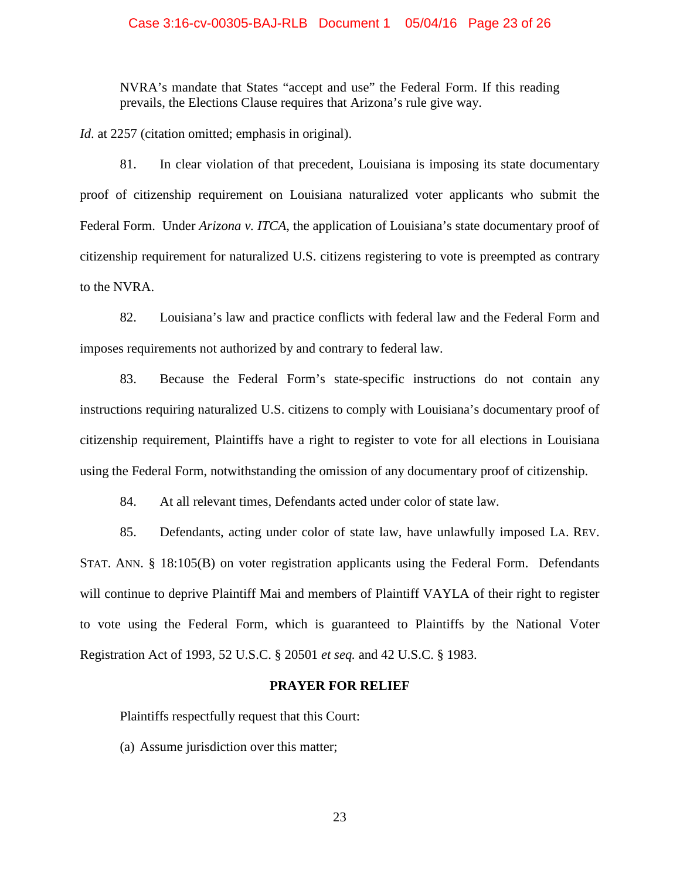> NVRA's mandate that States "accept and use" the Federal Form. If this reading prevails, the Elections Clause requires that Arizona's rule give way.

*Id.* at 2257 (citation omitted; emphasis in original).

81. In clear violation of that precedent, Louisiana is imposing its state documentary proof of citizenship requirement on Louisiana naturalized voter applicants who submit the Federal Form. Under *Arizona v. ITCA*, the application of Louisiana's state documentary proof of citizenship requirement for naturalized U.S. citizens registering to vote is preempted as contrary to the NVRA.

82. Louisiana's law and practice conflicts with federal law and the Federal Form and imposes requirements not authorized by and contrary to federal law.

83. Because the Federal Form's state-specific instructions do not contain any instructions requiring naturalized U.S. citizens to comply with Louisiana's documentary proof of citizenship requirement, Plaintiffs have a right to register to vote for all elections in Louisiana using the Federal Form, notwithstanding the omission of any documentary proof of citizenship.

84. At all relevant times, Defendants acted under color of state law.

85. Defendants, acting under color of state law, have unlawfully imposed LA. REV. STAT. ANN. § 18:105(B) on voter registration applicants using the Federal Form. Defendants will continue to deprive Plaintiff Mai and members of Plaintiff VAYLA of their right to register to vote using the Federal Form, which is guaranteed to Plaintiffs by the National Voter Registration Act of 1993, 52 U.S.C. § 20501 *et seq.* and 42 U.S.C. § 1983.

**PRAYER FOR RELIEF**

Plaintiffs respectfully request that this Court:

(a) Assume jurisdiction over this matter;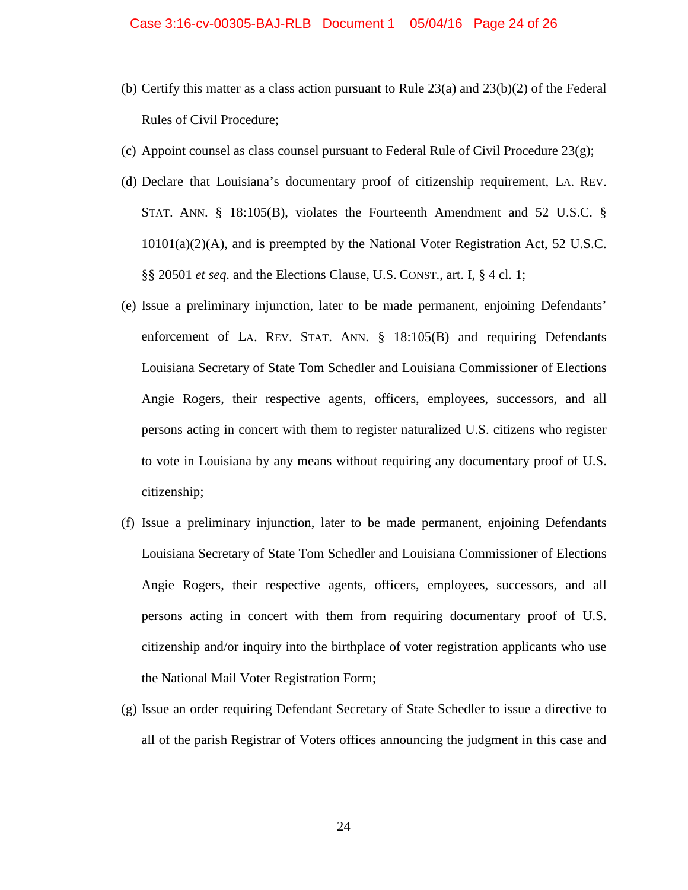(b) Certify this matter as a class action pursuant to Rule 23(a) and 23(b)(2) of the Federal Rules of Civil Procedure;

(c) Appoint counsel as class counsel pursuant to Federal Rule of Civil Procedure 23(g);

(d) Declare that Louisiana's documentary proof of citizenship requirement, LA. REV. STAT. ANN. § 18:105(B), violates the Fourteenth Amendment and 52 U.S.C. § 10101(a)(2)(A), and is preempted by the National Voter Registration Act, 52 U.S.C. §§ 20501 *et seq.* and the Elections Clause, U.S. CONST., art. I, § 4 cl. 1;

(e) Issue a preliminary injunction, later to be made permanent, enjoining Defendants' enforcement of LA. REV. STAT. ANN. § 18:105(B) and requiring Defendants Louisiana Secretary of State Tom Schedler and Louisiana Commissioner of Elections Angie Rogers, their respective agents, officers, employees, successors, and all persons acting in concert with them to register naturalized U.S. citizens who register to vote in Louisiana by any means without requiring any documentary proof of U.S. citizenship;

(f) Issue a preliminary injunction, later to be made permanent, enjoining Defendants Louisiana Secretary of State Tom Schedler and Louisiana Commissioner of Elections Angie Rogers, their respective agents, officers, employees, successors, and all persons acting in concert with them from requiring documentary proof of U.S. citizenship and/or inquiry into the birthplace of voter registration applicants who use the National Mail Voter Registration Form;

(g) Issue an order requiring Defendant Secretary of State Schedler to issue a directive to all of the parish Registrar of Voters offices announcing the judgment in this case and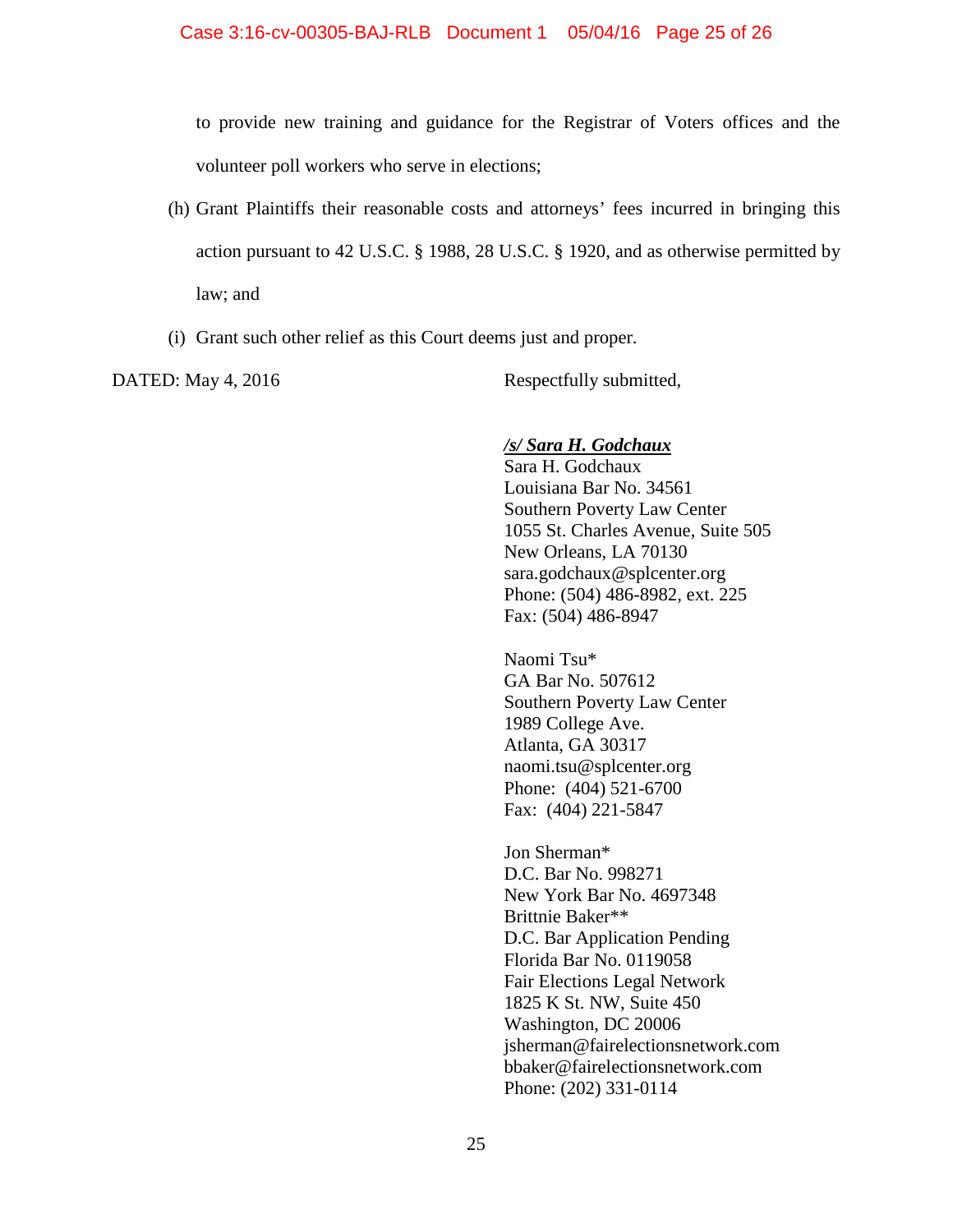to provide new training and guidance for the Registrar of Voters offices and the volunteer poll workers who serve in elections;

(h) Grant Plaintiffs their reasonable costs and attorneys' fees incurred in bringing this action pursuant to 42 U.S.C. § 1988, 28 U.S.C. § 1920, and as otherwise permitted by law; and

(i) Grant such other relief as this Court deems just and proper.

DATED: May 4, 2016

Respectfully submitted,

***/s/ Sara H. Godchaux***
Sara H. Godchaux
Louisiana Bar No. 34561
Southern Poverty Law Center
1055 St. Charles Avenue, Suite 505
New Orleans, LA 70130
sara.godchaux@splcenter.org
Phone: (504) 486-8982, ext. 225
Fax: (504) 486-8947

Naomi Tsu*
GA Bar No. 507612
Southern Poverty Law Center
1989 College Ave.
Atlanta, GA 30317
naomi.tsu@splcenter.org
Phone: (404) 521-6700
Fax: (404) 221-5847

Jon Sherman*
D.C. Bar No. 998271
New York Bar No. 4697348
Brittnie Baker**
D.C. Bar Application Pending
Florida Bar No. 0119058
Fair Elections Legal Network
1825 K St. NW, Suite 450
Washington, DC 20006
jsherman@fairelectionsnetwork.com
bbaker@fairelectionsnetwork.com
Phone: (202) 331-0114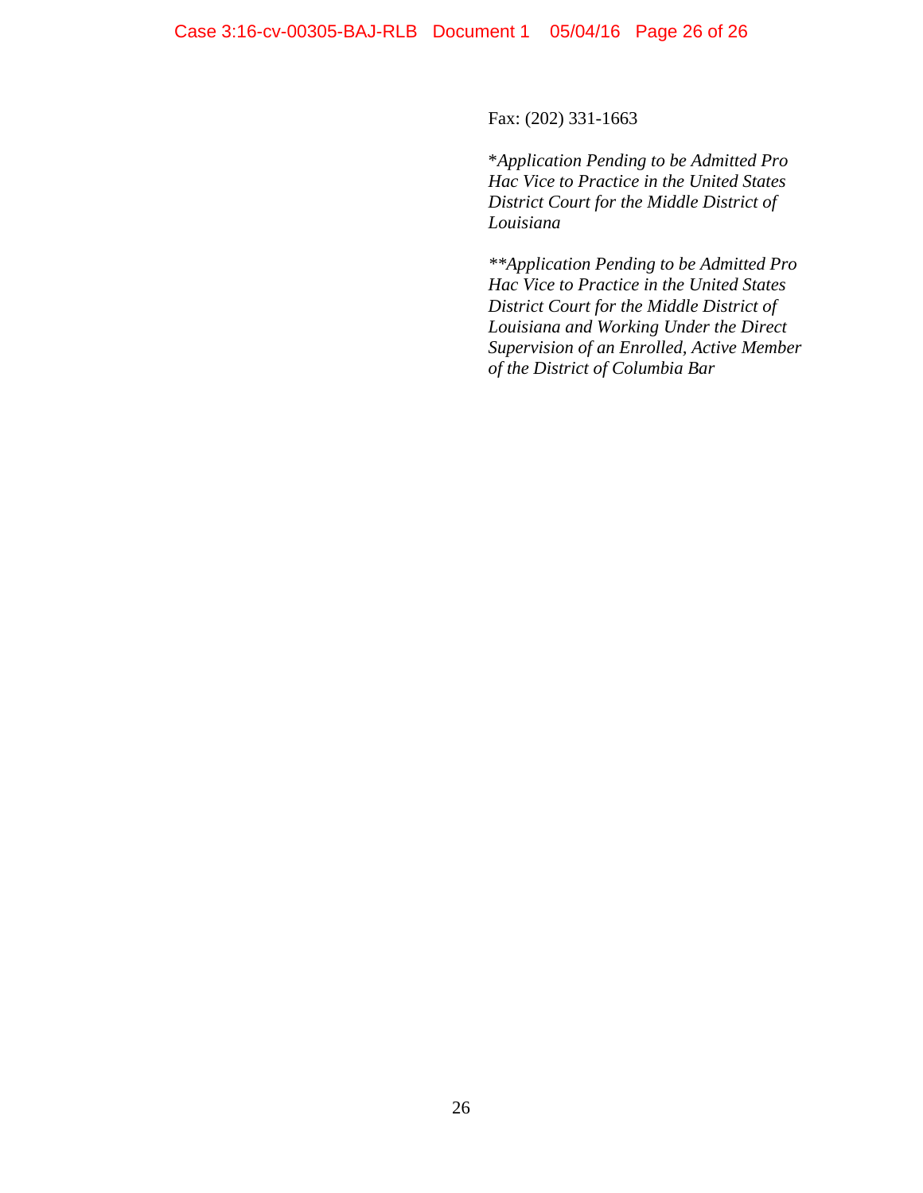Fax: (202) 331-1663

*\*Application Pending to be Admitted Pro Hac Vice to Practice in the United States District Court for the Middle District of Louisiana*

*\*\*Application Pending to be Admitted Pro Hac Vice to Practice in the United States District Court for the Middle District of Louisiana and Working Under the Direct Supervision of an Enrolled, Active Member of the District of Columbia Bar*